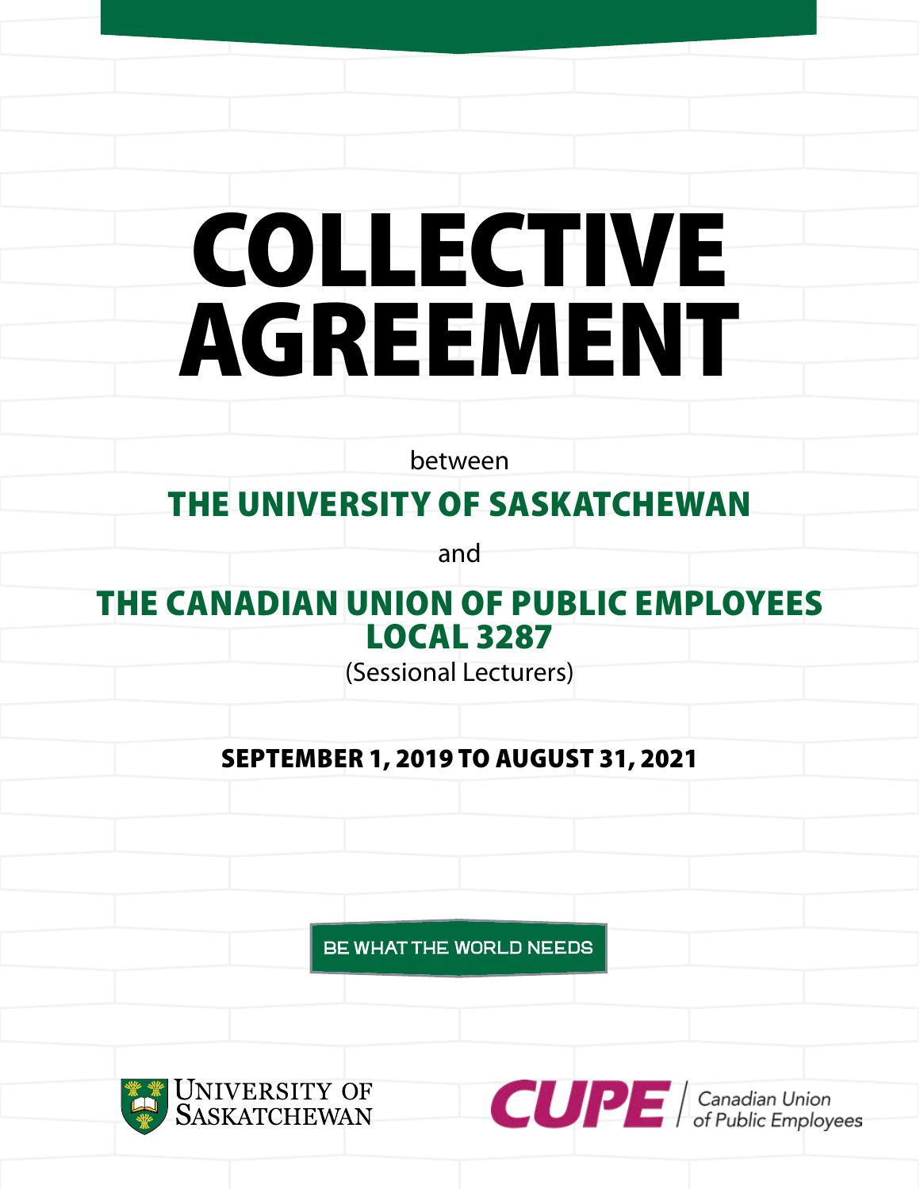# COLLECTIVE AGREEMENT

between

## THE UNIVERSITY OF SASKATCHEWAN

and

## THE CANADIAN UNION OF PUBLIC EMPLOYEES LOCAL 3287

(Sessional Lecturers)

**SEPTEMBER 1, 2019 TO AUGUST 31, 2021**

BE WHAT THE WORLD NEEDS

University of Saskatchewan

CUPE | Canadian Union of Public Employees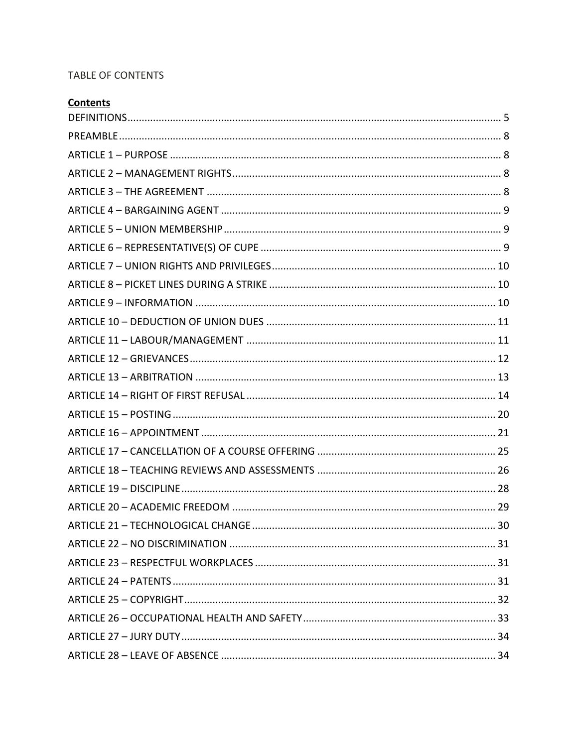TABLE OF CONTENTS

**Contents**

DEFINITIONS .................................................................................................................... 5
PREAMBLE ....................................................................................................................... 8
ARTICLE 1 – PURPOSE ..................................................................................................... 8
ARTICLE 2 – MANAGEMENT RIGHTS .............................................................................. 8
ARTICLE 3 – THE AGREEMENT ........................................................................................ 8
ARTICLE 4 – BARGAINING AGENT .................................................................................. 9
ARTICLE 5 – UNION MEMBERSHIP ................................................................................. 9
ARTICLE 6 – REPRESENTATIVE(S) OF CUPE ..................................................................... 9
ARTICLE 7 – UNION RIGHTS AND PRIVILEGES ............................................................... 10
ARTICLE 8 – PICKET LINES DURING A STRIKE ................................................................ 10
ARTICLE 9 – INFORMATION .......................................................................................... 10
ARTICLE 10 – DEDUCTION OF UNION DUES ................................................................. 11
ARTICLE 11 – LABOUR/MANAGEMENT ........................................................................ 11
ARTICLE 12 – GRIEVANCES ............................................................................................ 12
ARTICLE 13 – ARBITRATION .......................................................................................... 13
ARTICLE 14 – RIGHT OF FIRST REFUSAL ........................................................................ 14
ARTICLE 15 – POSTING .................................................................................................. 20
ARTICLE 16 – APPOINTMENT ........................................................................................ 21
ARTICLE 17 – CANCELLATION OF A COURSE OFFERING ............................................... 25
ARTICLE 18 – TEACHING REVIEWS AND ASSESSMENTS ............................................... 26
ARTICLE 19 – DISCIPLINE ............................................................................................... 28
ARTICLE 20 – ACADEMIC FREEDOM ............................................................................. 29
ARTICLE 21 – TECHNOLOGICAL CHANGE ...................................................................... 30
ARTICLE 22 – NO DISCRIMINATION .............................................................................. 31
ARTICLE 23 – RESPECTFUL WORKPLACES ..................................................................... 31
ARTICLE 24 – PATENTS .................................................................................................. 31
ARTICLE 25 – COPYRIGHT .............................................................................................. 32
ARTICLE 26 – OCCUPATIONAL HEALTH AND SAFETY .................................................... 33
ARTICLE 27 – JURY DUTY ............................................................................................... 34
ARTICLE 28 – LEAVE OF ABSENCE ................................................................................. 34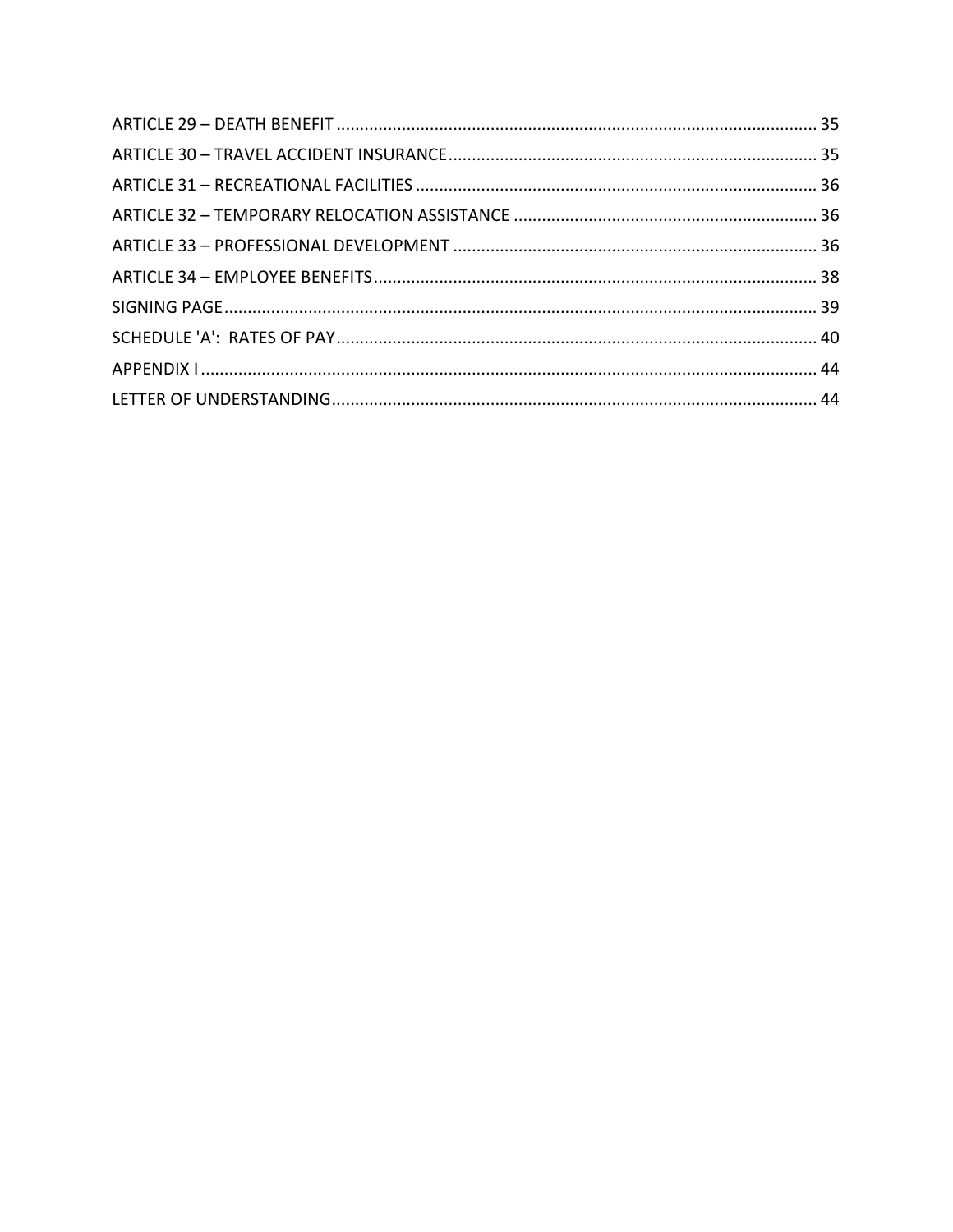ARTICLE 29 – DEATH BENEFIT .......................................................................................................... 35
ARTICLE 30 – TRAVEL ACCIDENT INSURANCE .............................................................................. 35
ARTICLE 31 – RECREATIONAL FACILITIES ..................................................................................... 36
ARTICLE 32 – TEMPORARY RELOCATION ASSISTANCE ................................................................ 36
ARTICLE 33 – PROFESSIONAL DEVELOPMENT ............................................................................. 36
ARTICLE 34 – EMPLOYEE BENEFITS .............................................................................................. 38
SIGNING PAGE .............................................................................................................................. 39
SCHEDULE 'A': RATES OF PAY ...................................................................................................... 40
APPENDIX I .................................................................................................................................... 44
LETTER OF UNDERSTANDING ....................................................................................................... 44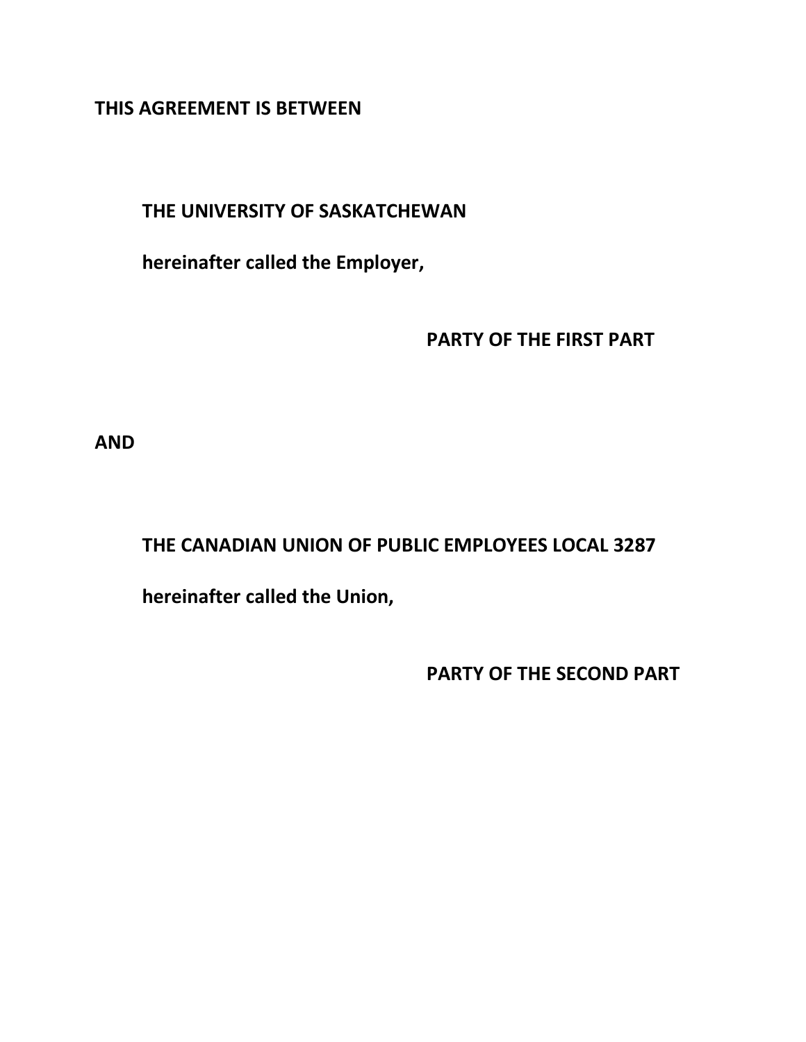**THIS AGREEMENT IS BETWEEN**

**THE UNIVERSITY OF SASKATCHEWAN**

**hereinafter called the Employer,**

**PARTY OF THE FIRST PART**

**AND**

**THE CANADIAN UNION OF PUBLIC EMPLOYEES LOCAL 3287**

**hereinafter called the Union,**

**PARTY OF THE SECOND PART**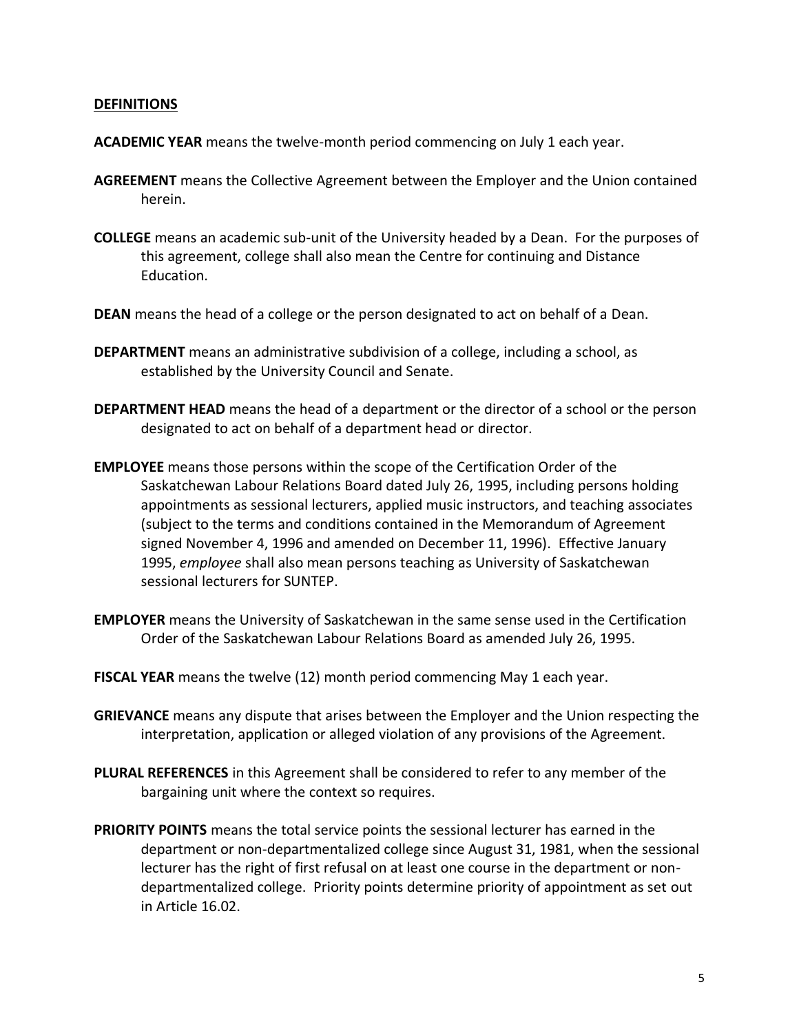## DEFINITIONS

**ACADEMIC YEAR** means the twelve-month period commencing on July 1 each year.

**AGREEMENT** means the Collective Agreement between the Employer and the Union contained herein.

**COLLEGE** means an academic sub-unit of the University headed by a Dean. For the purposes of this agreement, college shall also mean the Centre for continuing and Distance Education.

**DEAN** means the head of a college or the person designated to act on behalf of a Dean.

**DEPARTMENT** means an administrative subdivision of a college, including a school, as established by the University Council and Senate.

**DEPARTMENT HEAD** means the head of a department or the director of a school or the person designated to act on behalf of a department head or director.

**EMPLOYEE** means those persons within the scope of the Certification Order of the Saskatchewan Labour Relations Board dated July 26, 1995, including persons holding appointments as sessional lecturers, applied music instructors, and teaching associates (subject to the terms and conditions contained in the Memorandum of Agreement signed November 4, 1996 and amended on December 11, 1996). Effective January 1995, *employee* shall also mean persons teaching as University of Saskatchewan sessional lecturers for SUNTEP.

**EMPLOYER** means the University of Saskatchewan in the same sense used in the Certification Order of the Saskatchewan Labour Relations Board as amended July 26, 1995.

**FISCAL YEAR** means the twelve (12) month period commencing May 1 each year.

**GRIEVANCE** means any dispute that arises between the Employer and the Union respecting the interpretation, application or alleged violation of any provisions of the Agreement.

**PLURAL REFERENCES** in this Agreement shall be considered to refer to any member of the bargaining unit where the context so requires.

**PRIORITY POINTS** means the total service points the sessional lecturer has earned in the department or non-departmentalized college since August 31, 1981, when the sessional lecturer has the right of first refusal on at least one course in the department or non-departmentalized college. Priority points determine priority of appointment as set out in Article 16.02.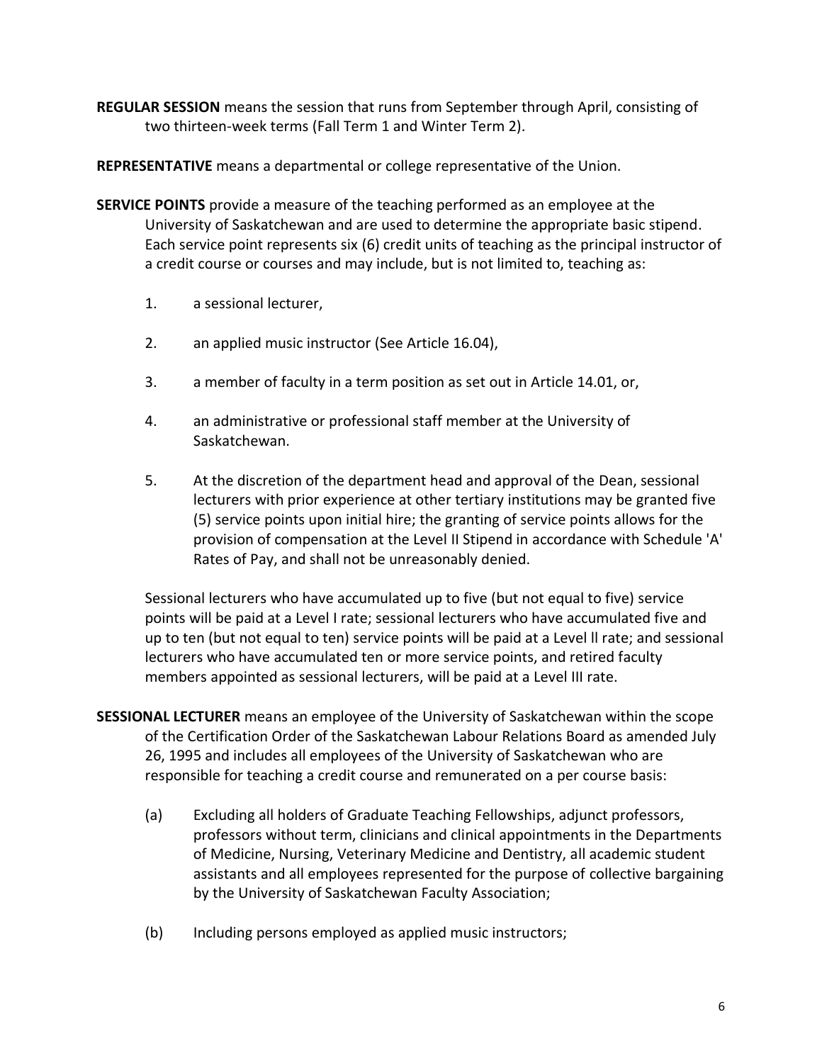**REGULAR SESSION** means the session that runs from September through April, consisting of two thirteen-week terms (Fall Term 1 and Winter Term 2).

**REPRESENTATIVE** means a departmental or college representative of the Union.

**SERVICE POINTS** provide a measure of the teaching performed as an employee at the University of Saskatchewan and are used to determine the appropriate basic stipend. Each service point represents six (6) credit units of teaching as the principal instructor of a credit course or courses and may include, but is not limited to, teaching as:

1. a sessional lecturer,
2. an applied music instructor (See Article 16.04),
3. a member of faculty in a term position as set out in Article 14.01, or,
4. an administrative or professional staff member at the University of Saskatchewan.
5. At the discretion of the department head and approval of the Dean, sessional lecturers with prior experience at other tertiary institutions may be granted five (5) service points upon initial hire; the granting of service points allows for the provision of compensation at the Level II Stipend in accordance with Schedule 'A' Rates of Pay, and shall not be unreasonably denied.

Sessional lecturers who have accumulated up to five (but not equal to five) service points will be paid at a Level I rate; sessional lecturers who have accumulated five and up to ten (but not equal to ten) service points will be paid at a Level ll rate; and sessional lecturers who have accumulated ten or more service points, and retired faculty members appointed as sessional lecturers, will be paid at a Level III rate.

**SESSIONAL LECTURER** means an employee of the University of Saskatchewan within the scope of the Certification Order of the Saskatchewan Labour Relations Board as amended July 26, 1995 and includes all employees of the University of Saskatchewan who are responsible for teaching a credit course and remunerated on a per course basis:

(a) Excluding all holders of Graduate Teaching Fellowships, adjunct professors, professors without term, clinicians and clinical appointments in the Departments of Medicine, Nursing, Veterinary Medicine and Dentistry, all academic student assistants and all employees represented for the purpose of collective bargaining by the University of Saskatchewan Faculty Association;

(b) Including persons employed as applied music instructors;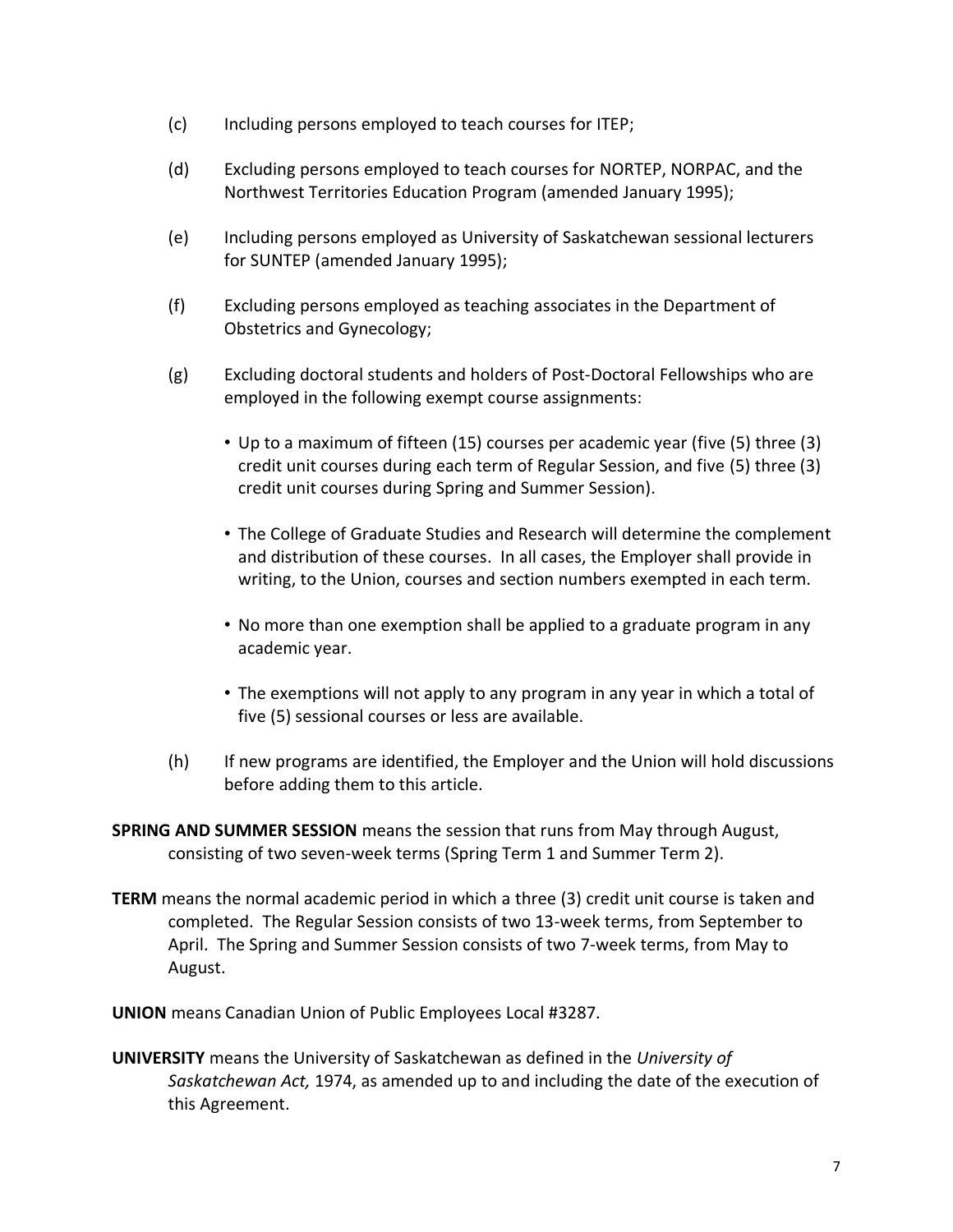(c) Including persons employed to teach courses for ITEP;

(d) Excluding persons employed to teach courses for NORTEP, NORPAC, and the Northwest Territories Education Program (amended January 1995);

(e) Including persons employed as University of Saskatchewan sessional lecturers for SUNTEP (amended January 1995);

(f) Excluding persons employed as teaching associates in the Department of Obstetrics and Gynecology;

(g) Excluding doctoral students and holders of Post-Doctoral Fellowships who are employed in the following exempt course assignments:

- Up to a maximum of fifteen (15) courses per academic year (five (5) three (3) credit unit courses during each term of Regular Session, and five (5) three (3) credit unit courses during Spring and Summer Session).
- The College of Graduate Studies and Research will determine the complement and distribution of these courses. In all cases, the Employer shall provide in writing, to the Union, courses and section numbers exempted in each term.
- No more than one exemption shall be applied to a graduate program in any academic year.
- The exemptions will not apply to any program in any year in which a total of five (5) sessional courses or less are available.

(h) If new programs are identified, the Employer and the Union will hold discussions before adding them to this article.

**SPRING AND SUMMER SESSION** means the session that runs from May through August, consisting of two seven-week terms (Spring Term 1 and Summer Term 2).

**TERM** means the normal academic period in which a three (3) credit unit course is taken and completed. The Regular Session consists of two 13-week terms, from September to April. The Spring and Summer Session consists of two 7-week terms, from May to August.

**UNION** means Canadian Union of Public Employees Local #3287.

**UNIVERSITY** means the University of Saskatchewan as defined in the *University of Saskatchewan Act,* 1974, as amended up to and including the date of the execution of this Agreement.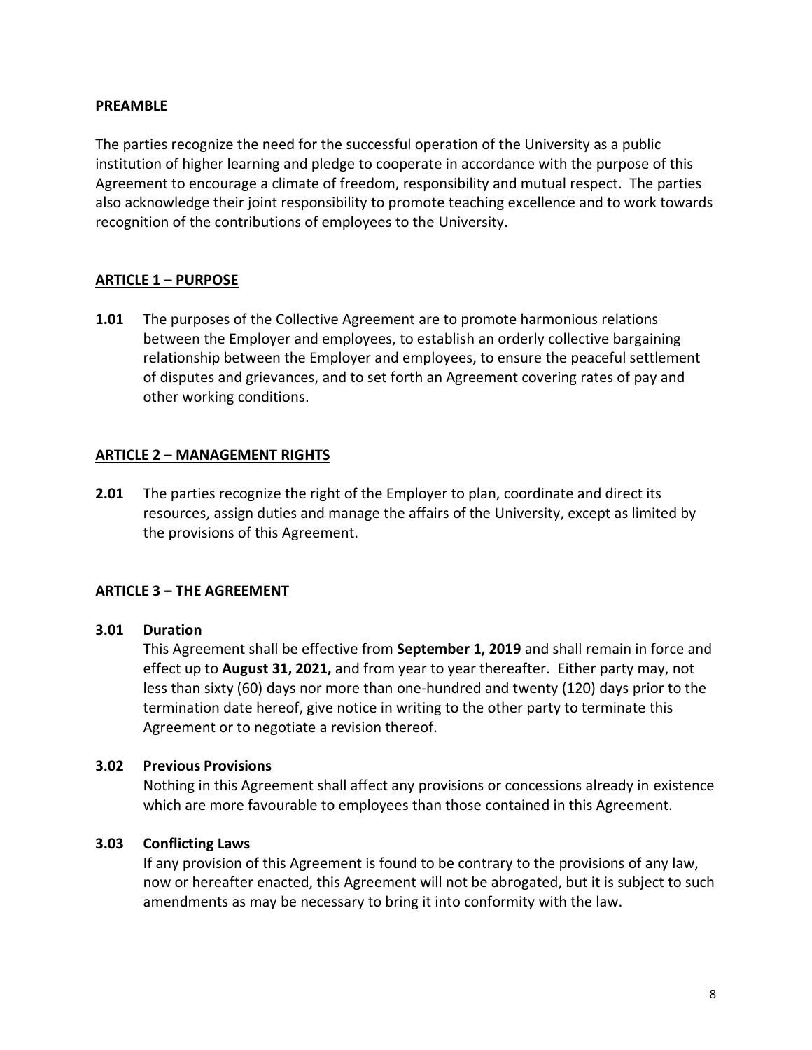## PREAMBLE

The parties recognize the need for the successful operation of the University as a public institution of higher learning and pledge to cooperate in accordance with the purpose of this Agreement to encourage a climate of freedom, responsibility and mutual respect. The parties also acknowledge their joint responsibility to promote teaching excellence and to work towards recognition of the contributions of employees to the University.

## ARTICLE 1 – PURPOSE

**1.01** The purposes of the Collective Agreement are to promote harmonious relations between the Employer and employees, to establish an orderly collective bargaining relationship between the Employer and employees, to ensure the peaceful settlement of disputes and grievances, and to set forth an Agreement covering rates of pay and other working conditions.

## ARTICLE 2 – MANAGEMENT RIGHTS

**2.01** The parties recognize the right of the Employer to plan, coordinate and direct its resources, assign duties and manage the affairs of the University, except as limited by the provisions of this Agreement.

## ARTICLE 3 – THE AGREEMENT

### 3.01 Duration

This Agreement shall be effective from **September 1, 2019** and shall remain in force and effect up to **August 31, 2021,** and from year to year thereafter. Either party may, not less than sixty (60) days nor more than one-hundred and twenty (120) days prior to the termination date hereof, give notice in writing to the other party to terminate this Agreement or to negotiate a revision thereof.

### 3.02 Previous Provisions

Nothing in this Agreement shall affect any provisions or concessions already in existence which are more favourable to employees than those contained in this Agreement.

### 3.03 Conflicting Laws

If any provision of this Agreement is found to be contrary to the provisions of any law, now or hereafter enacted, this Agreement will not be abrogated, but it is subject to such amendments as may be necessary to bring it into conformity with the law.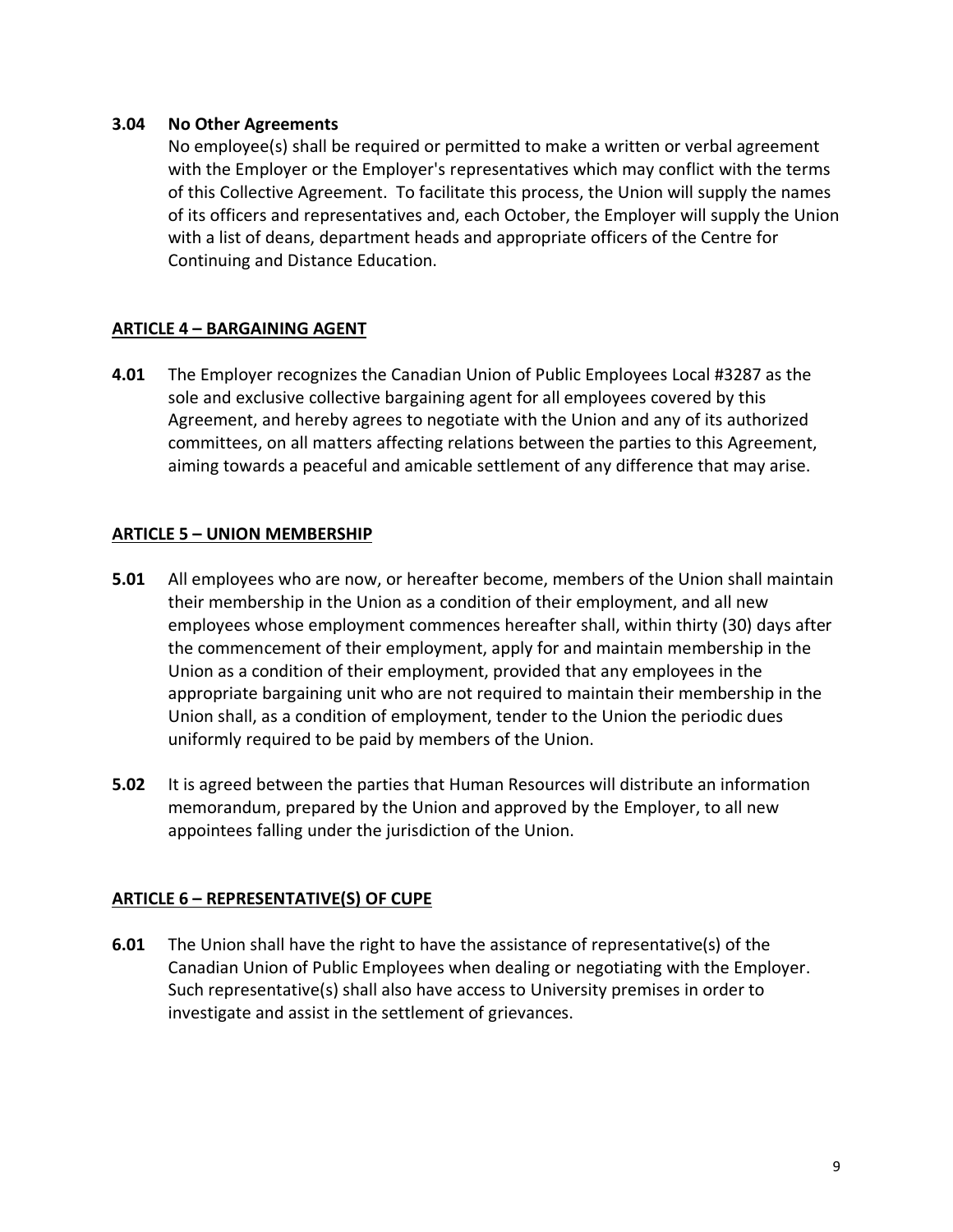**3.04 No Other Agreements**

No employee(s) shall be required or permitted to make a written or verbal agreement with the Employer or the Employer's representatives which may conflict with the terms of this Collective Agreement. To facilitate this process, the Union will supply the names of its officers and representatives and, each October, the Employer will supply the Union with a list of deans, department heads and appropriate officers of the Centre for Continuing and Distance Education.

## ARTICLE 4 – BARGAINING AGENT

**4.01** The Employer recognizes the Canadian Union of Public Employees Local #3287 as the sole and exclusive collective bargaining agent for all employees covered by this Agreement, and hereby agrees to negotiate with the Union and any of its authorized committees, on all matters affecting relations between the parties to this Agreement, aiming towards a peaceful and amicable settlement of any difference that may arise.

## ARTICLE 5 – UNION MEMBERSHIP

**5.01** All employees who are now, or hereafter become, members of the Union shall maintain their membership in the Union as a condition of their employment, and all new employees whose employment commences hereafter shall, within thirty (30) days after the commencement of their employment, apply for and maintain membership in the Union as a condition of their employment, provided that any employees in the appropriate bargaining unit who are not required to maintain their membership in the Union shall, as a condition of employment, tender to the Union the periodic dues uniformly required to be paid by members of the Union.

**5.02** It is agreed between the parties that Human Resources will distribute an information memorandum, prepared by the Union and approved by the Employer, to all new appointees falling under the jurisdiction of the Union.

## ARTICLE 6 – REPRESENTATIVE(S) OF CUPE

**6.01** The Union shall have the right to have the assistance of representative(s) of the Canadian Union of Public Employees when dealing or negotiating with the Employer. Such representative(s) shall also have access to University premises in order to investigate and assist in the settlement of grievances.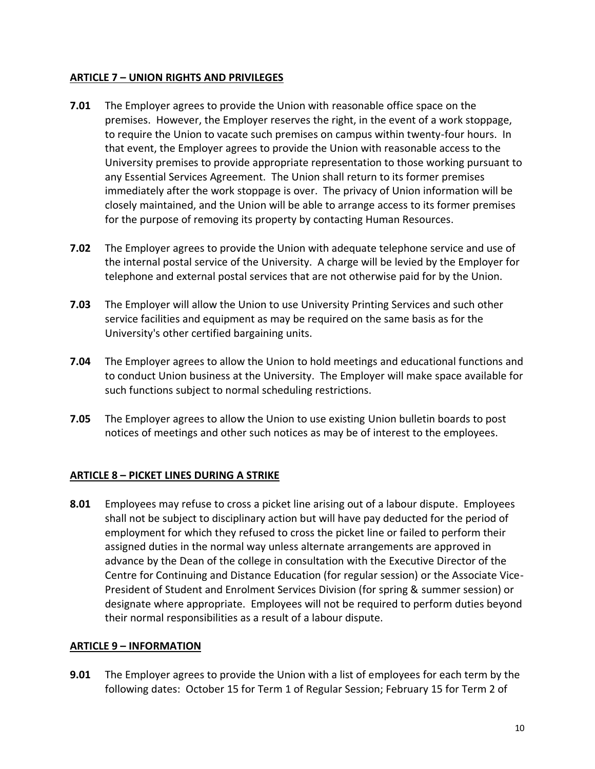## ARTICLE 7 – UNION RIGHTS AND PRIVILEGES

**7.01** The Employer agrees to provide the Union with reasonable office space on the premises. However, the Employer reserves the right, in the event of a work stoppage, to require the Union to vacate such premises on campus within twenty-four hours. In that event, the Employer agrees to provide the Union with reasonable access to the University premises to provide appropriate representation to those working pursuant to any Essential Services Agreement. The Union shall return to its former premises immediately after the work stoppage is over. The privacy of Union information will be closely maintained, and the Union will be able to arrange access to its former premises for the purpose of removing its property by contacting Human Resources.

**7.02** The Employer agrees to provide the Union with adequate telephone service and use of the internal postal service of the University. A charge will be levied by the Employer for telephone and external postal services that are not otherwise paid for by the Union.

**7.03** The Employer will allow the Union to use University Printing Services and such other service facilities and equipment as may be required on the same basis as for the University's other certified bargaining units.

**7.04** The Employer agrees to allow the Union to hold meetings and educational functions and to conduct Union business at the University. The Employer will make space available for such functions subject to normal scheduling restrictions.

**7.05** The Employer agrees to allow the Union to use existing Union bulletin boards to post notices of meetings and other such notices as may be of interest to the employees.

## ARTICLE 8 – PICKET LINES DURING A STRIKE

**8.01** Employees may refuse to cross a picket line arising out of a labour dispute. Employees shall not be subject to disciplinary action but will have pay deducted for the period of employment for which they refused to cross the picket line or failed to perform their assigned duties in the normal way unless alternate arrangements are approved in advance by the Dean of the college in consultation with the Executive Director of the Centre for Continuing and Distance Education (for regular session) or the Associate Vice-President of Student and Enrolment Services Division (for spring & summer session) or designate where appropriate. Employees will not be required to perform duties beyond their normal responsibilities as a result of a labour dispute.

## ARTICLE 9 – INFORMATION

**9.01** The Employer agrees to provide the Union with a list of employees for each term by the following dates: October 15 for Term 1 of Regular Session; February 15 for Term 2 of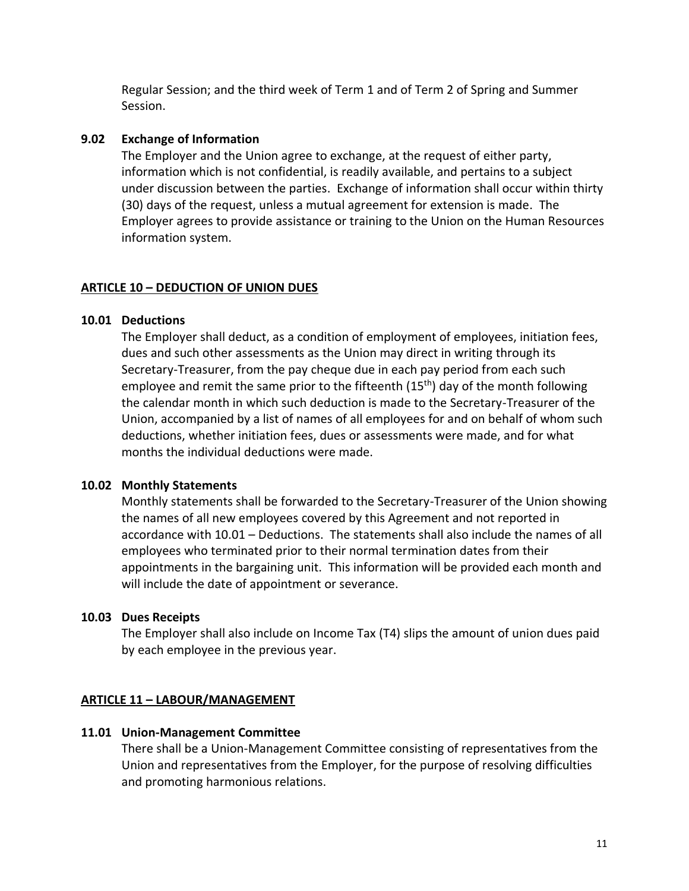Regular Session; and the third week of Term 1 and of Term 2 of Spring and Summer Session.

### 9.02 Exchange of Information

The Employer and the Union agree to exchange, at the request of either party, information which is not confidential, is readily available, and pertains to a subject under discussion between the parties. Exchange of information shall occur within thirty (30) days of the request, unless a mutual agreement for extension is made. The Employer agrees to provide assistance or training to the Union on the Human Resources information system.

## ARTICLE 10 – DEDUCTION OF UNION DUES

### 10.01 Deductions

The Employer shall deduct, as a condition of employment of employees, initiation fees, dues and such other assessments as the Union may direct in writing through its Secretary-Treasurer, from the pay cheque due in each pay period from each such employee and remit the same prior to the fifteenth (15th) day of the month following the calendar month in which such deduction is made to the Secretary-Treasurer of the Union, accompanied by a list of names of all employees for and on behalf of whom such deductions, whether initiation fees, dues or assessments were made, and for what months the individual deductions were made.

### 10.02 Monthly Statements

Monthly statements shall be forwarded to the Secretary-Treasurer of the Union showing the names of all new employees covered by this Agreement and not reported in accordance with 10.01 – Deductions. The statements shall also include the names of all employees who terminated prior to their normal termination dates from their appointments in the bargaining unit. This information will be provided each month and will include the date of appointment or severance.

### 10.03 Dues Receipts

The Employer shall also include on Income Tax (T4) slips the amount of union dues paid by each employee in the previous year.

## ARTICLE 11 – LABOUR/MANAGEMENT

### 11.01 Union-Management Committee

There shall be a Union-Management Committee consisting of representatives from the Union and representatives from the Employer, for the purpose of resolving difficulties and promoting harmonious relations.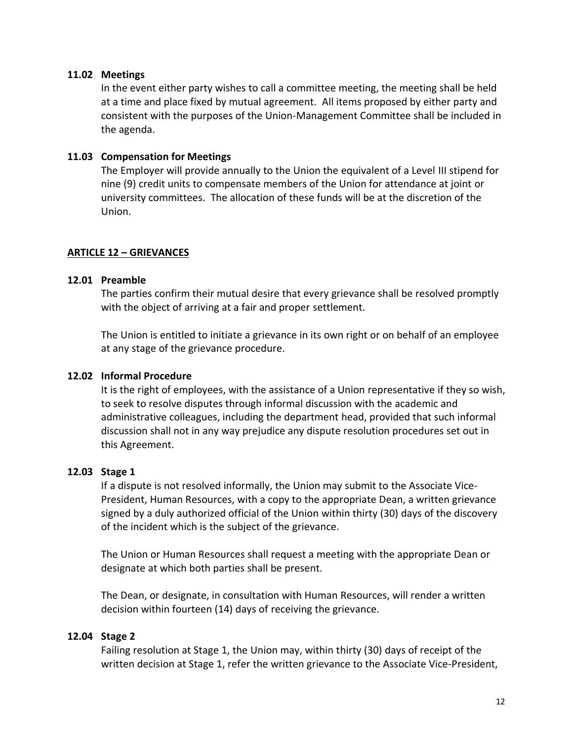**11.02 Meetings**

In the event either party wishes to call a committee meeting, the meeting shall be held at a time and place fixed by mutual agreement. All items proposed by either party and consistent with the purposes of the Union-Management Committee shall be included in the agenda.

**11.03 Compensation for Meetings**

The Employer will provide annually to the Union the equivalent of a Level III stipend for nine (9) credit units to compensate members of the Union for attendance at joint or university committees. The allocation of these funds will be at the discretion of the Union.

## ARTICLE 12 – GRIEVANCES

**12.01 Preamble**

The parties confirm their mutual desire that every grievance shall be resolved promptly with the object of arriving at a fair and proper settlement.

The Union is entitled to initiate a grievance in its own right or on behalf of an employee at any stage of the grievance procedure.

**12.02 Informal Procedure**

It is the right of employees, with the assistance of a Union representative if they so wish, to seek to resolve disputes through informal discussion with the academic and administrative colleagues, including the department head, provided that such informal discussion shall not in any way prejudice any dispute resolution procedures set out in this Agreement.

**12.03 Stage 1**

If a dispute is not resolved informally, the Union may submit to the Associate Vice-President, Human Resources, with a copy to the appropriate Dean, a written grievance signed by a duly authorized official of the Union within thirty (30) days of the discovery of the incident which is the subject of the grievance.

The Union or Human Resources shall request a meeting with the appropriate Dean or designate at which both parties shall be present.

The Dean, or designate, in consultation with Human Resources, will render a written decision within fourteen (14) days of receiving the grievance.

**12.04 Stage 2**

Failing resolution at Stage 1, the Union may, within thirty (30) days of receipt of the written decision at Stage 1, refer the written grievance to the Associate Vice-President,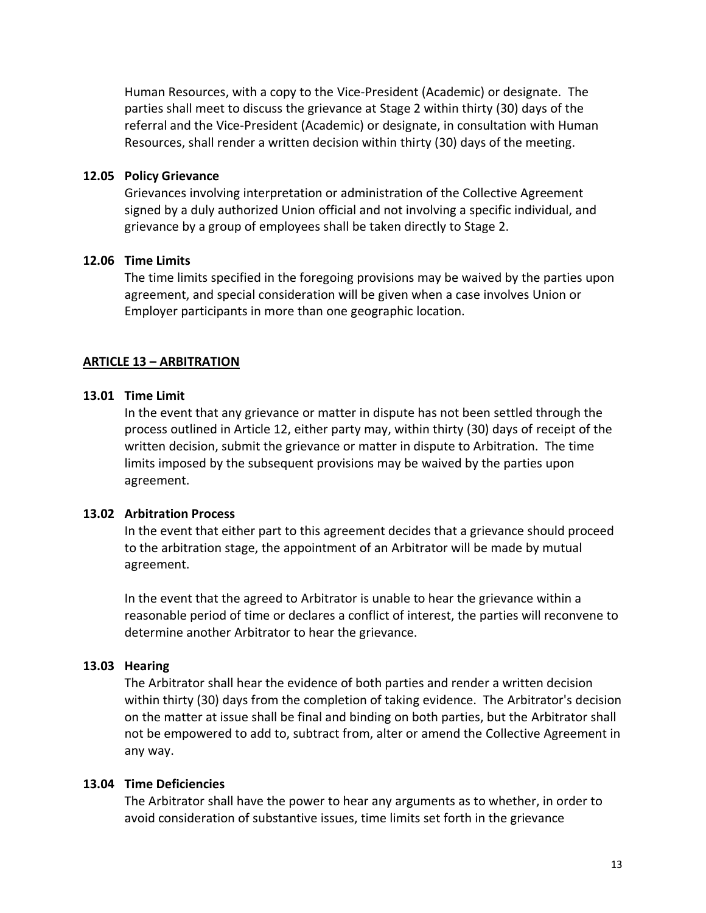Human Resources, with a copy to the Vice-President (Academic) or designate. The parties shall meet to discuss the grievance at Stage 2 within thirty (30) days of the referral and the Vice-President (Academic) or designate, in consultation with Human Resources, shall render a written decision within thirty (30) days of the meeting.

**12.05 Policy Grievance**

Grievances involving interpretation or administration of the Collective Agreement signed by a duly authorized Union official and not involving a specific individual, and grievance by a group of employees shall be taken directly to Stage 2.

**12.06 Time Limits**

The time limits specified in the foregoing provisions may be waived by the parties upon agreement, and special consideration will be given when a case involves Union or Employer participants in more than one geographic location.

## ARTICLE 13 – ARBITRATION

**13.01 Time Limit**

In the event that any grievance or matter in dispute has not been settled through the process outlined in Article 12, either party may, within thirty (30) days of receipt of the written decision, submit the grievance or matter in dispute to Arbitration. The time limits imposed by the subsequent provisions may be waived by the parties upon agreement.

**13.02 Arbitration Process**

In the event that either part to this agreement decides that a grievance should proceed to the arbitration stage, the appointment of an Arbitrator will be made by mutual agreement.

In the event that the agreed to Arbitrator is unable to hear the grievance within a reasonable period of time or declares a conflict of interest, the parties will reconvene to determine another Arbitrator to hear the grievance.

**13.03 Hearing**

The Arbitrator shall hear the evidence of both parties and render a written decision within thirty (30) days from the completion of taking evidence. The Arbitrator's decision on the matter at issue shall be final and binding on both parties, but the Arbitrator shall not be empowered to add to, subtract from, alter or amend the Collective Agreement in any way.

**13.04 Time Deficiencies**

The Arbitrator shall have the power to hear any arguments as to whether, in order to avoid consideration of substantive issues, time limits set forth in the grievance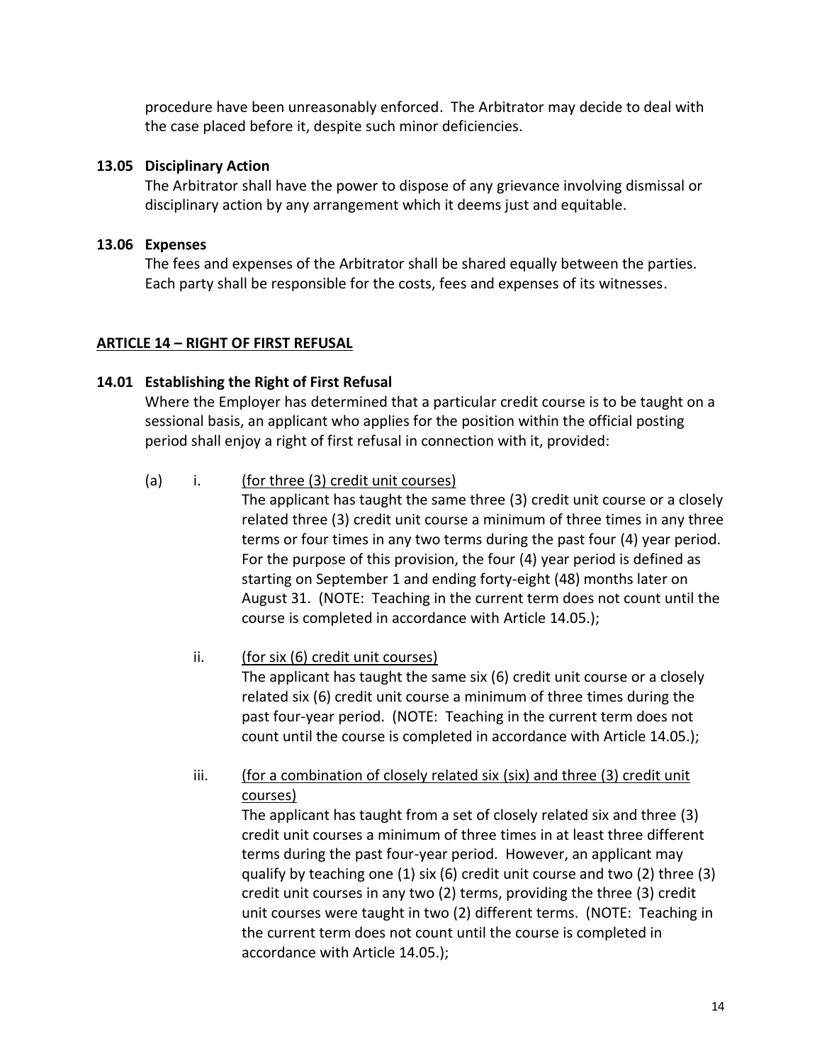procedure have been unreasonably enforced. The Arbitrator may decide to deal with the case placed before it, despite such minor deficiencies.

### 13.05 Disciplinary Action

The Arbitrator shall have the power to dispose of any grievance involving dismissal or disciplinary action by any arrangement which it deems just and equitable.

### 13.06 Expenses

The fees and expenses of the Arbitrator shall be shared equally between the parties. Each party shall be responsible for the costs, fees and expenses of its witnesses.

## ARTICLE 14 – RIGHT OF FIRST REFUSAL

### 14.01 Establishing the Right of First Refusal

Where the Employer has determined that a particular credit course is to be taught on a sessional basis, an applicant who applies for the position within the official posting period shall enjoy a right of first refusal in connection with it, provided:

(a) i. (for three (3) credit unit courses)

The applicant has taught the same three (3) credit unit course or a closely related three (3) credit unit course a minimum of three times in any three terms or four times in any two terms during the past four (4) year period. For the purpose of this provision, the four (4) year period is defined as starting on September 1 and ending forty-eight (48) months later on August 31. (NOTE: Teaching in the current term does not count until the course is completed in accordance with Article 14.05.);

ii. (for six (6) credit unit courses)

The applicant has taught the same six (6) credit unit course or a closely related six (6) credit unit course a minimum of three times during the past four-year period. (NOTE: Teaching in the current term does not count until the course is completed in accordance with Article 14.05.);

iii. (for a combination of closely related six (six) and three (3) credit unit courses)

The applicant has taught from a set of closely related six and three (3) credit unit courses a minimum of three times in at least three different terms during the past four-year period. However, an applicant may qualify by teaching one (1) six (6) credit unit course and two (2) three (3) credit unit courses in any two (2) terms, providing the three (3) credit unit courses were taught in two (2) different terms. (NOTE: Teaching in the current term does not count until the course is completed in accordance with Article 14.05.);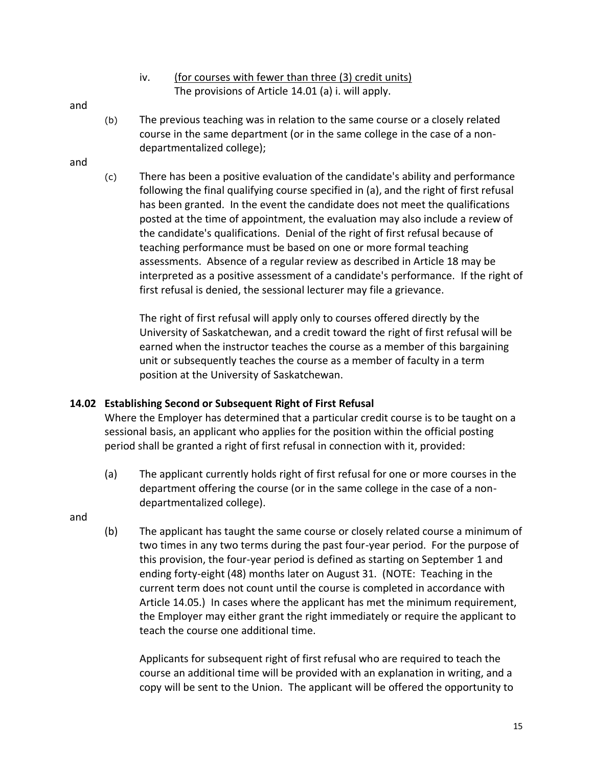iv. (for courses with fewer than three (3) credit units)
The provisions of Article 14.01 (a) i. will apply.

and

(b) The previous teaching was in relation to the same course or a closely related course in the same department (or in the same college in the case of a non-departmentalized college);

and

(c) There has been a positive evaluation of the candidate's ability and performance following the final qualifying course specified in (a), and the right of first refusal has been granted. In the event the candidate does not meet the qualifications posted at the time of appointment, the evaluation may also include a review of the candidate's qualifications. Denial of the right of first refusal because of teaching performance must be based on one or more formal teaching assessments. Absence of a regular review as described in Article 18 may be interpreted as a positive assessment of a candidate's performance. If the right of first refusal is denied, the sessional lecturer may file a grievance.

The right of first refusal will apply only to courses offered directly by the University of Saskatchewan, and a credit toward the right of first refusal will be earned when the instructor teaches the course as a member of this bargaining unit or subsequently teaches the course as a member of faculty in a term position at the University of Saskatchewan.

**14.02 Establishing Second or Subsequent Right of First Refusal**

Where the Employer has determined that a particular credit course is to be taught on a sessional basis, an applicant who applies for the position within the official posting period shall be granted a right of first refusal in connection with it, provided:

(a) The applicant currently holds right of first refusal for one or more courses in the department offering the course (or in the same college in the case of a non-departmentalized college).

and

(b) The applicant has taught the same course or closely related course a minimum of two times in any two terms during the past four-year period. For the purpose of this provision, the four-year period is defined as starting on September 1 and ending forty-eight (48) months later on August 31. (NOTE: Teaching in the current term does not count until the course is completed in accordance with Article 14.05.) In cases where the applicant has met the minimum requirement, the Employer may either grant the right immediately or require the applicant to teach the course one additional time.

Applicants for subsequent right of first refusal who are required to teach the course an additional time will be provided with an explanation in writing, and a copy will be sent to the Union. The applicant will be offered the opportunity to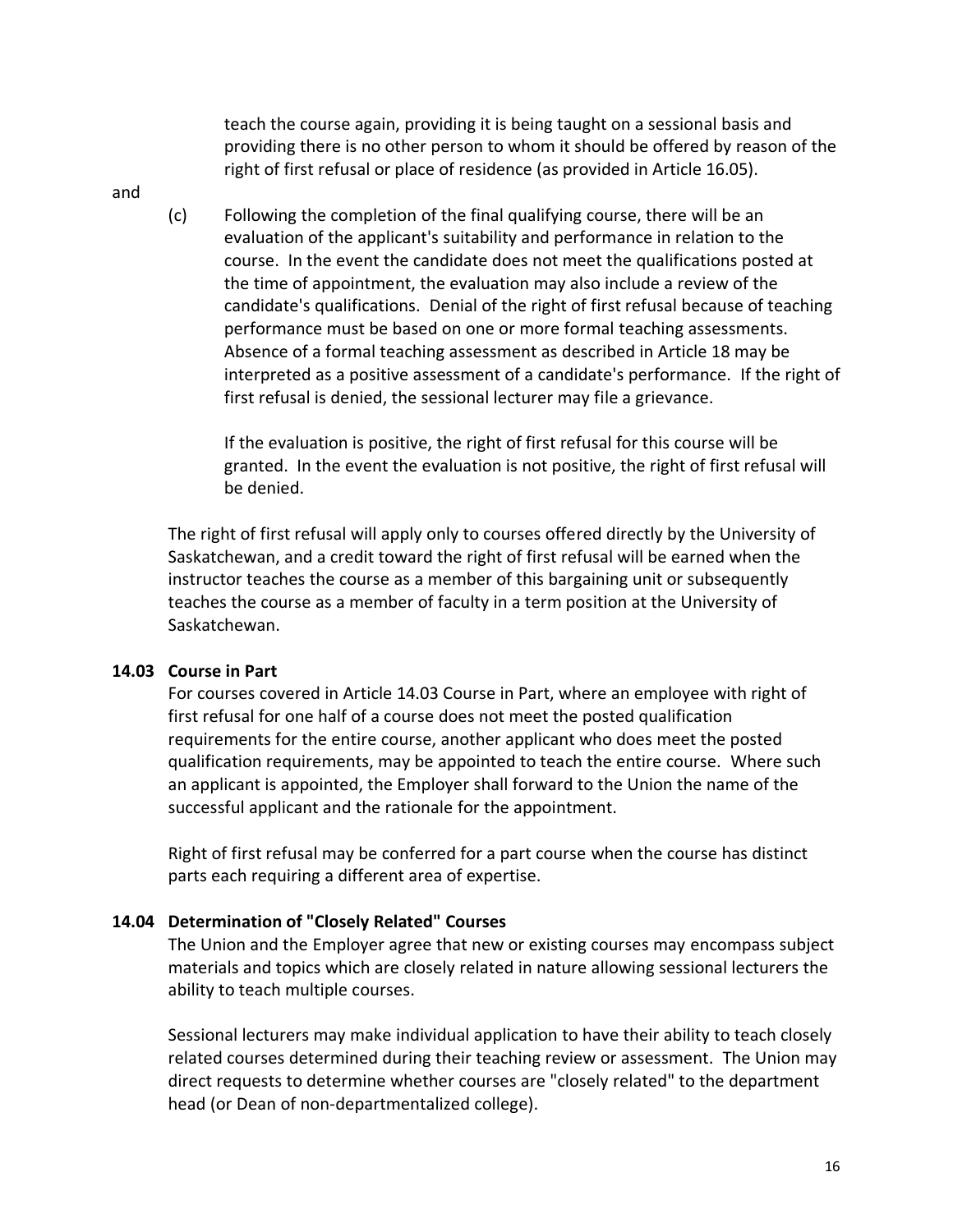teach the course again, providing it is being taught on a sessional basis and providing there is no other person to whom it should be offered by reason of the right of first refusal or place of residence (as provided in Article 16.05).

and

(c) Following the completion of the final qualifying course, there will be an evaluation of the applicant's suitability and performance in relation to the course. In the event the candidate does not meet the qualifications posted at the time of appointment, the evaluation may also include a review of the candidate's qualifications. Denial of the right of first refusal because of teaching performance must be based on one or more formal teaching assessments. Absence of a formal teaching assessment as described in Article 18 may be interpreted as a positive assessment of a candidate's performance. If the right of first refusal is denied, the sessional lecturer may file a grievance.

If the evaluation is positive, the right of first refusal for this course will be granted. In the event the evaluation is not positive, the right of first refusal will be denied.

The right of first refusal will apply only to courses offered directly by the University of Saskatchewan, and a credit toward the right of first refusal will be earned when the instructor teaches the course as a member of this bargaining unit or subsequently teaches the course as a member of faculty in a term position at the University of Saskatchewan.

**14.03 Course in Part**

For courses covered in Article 14.03 Course in Part, where an employee with right of first refusal for one half of a course does not meet the posted qualification requirements for the entire course, another applicant who does meet the posted qualification requirements, may be appointed to teach the entire course. Where such an applicant is appointed, the Employer shall forward to the Union the name of the successful applicant and the rationale for the appointment.

Right of first refusal may be conferred for a part course when the course has distinct parts each requiring a different area of expertise.

**14.04 Determination of "Closely Related" Courses**

The Union and the Employer agree that new or existing courses may encompass subject materials and topics which are closely related in nature allowing sessional lecturers the ability to teach multiple courses.

Sessional lecturers may make individual application to have their ability to teach closely related courses determined during their teaching review or assessment. The Union may direct requests to determine whether courses are "closely related" to the department head (or Dean of non-departmentalized college).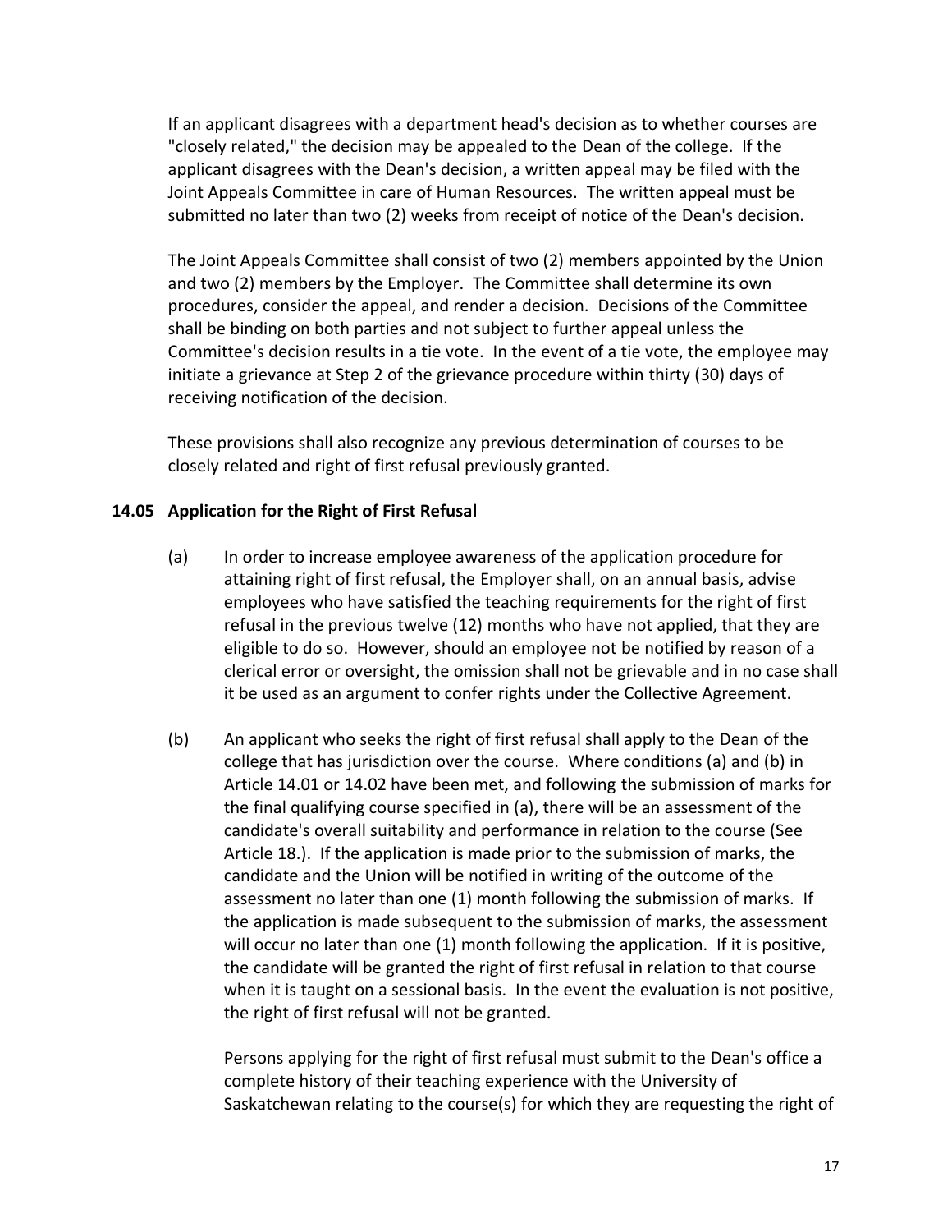If an applicant disagrees with a department head's decision as to whether courses are "closely related," the decision may be appealed to the Dean of the college. If the applicant disagrees with the Dean's decision, a written appeal may be filed with the Joint Appeals Committee in care of Human Resources. The written appeal must be submitted no later than two (2) weeks from receipt of notice of the Dean's decision.

The Joint Appeals Committee shall consist of two (2) members appointed by the Union and two (2) members by the Employer. The Committee shall determine its own procedures, consider the appeal, and render a decision. Decisions of the Committee shall be binding on both parties and not subject to further appeal unless the Committee's decision results in a tie vote. In the event of a tie vote, the employee may initiate a grievance at Step 2 of the grievance procedure within thirty (30) days of receiving notification of the decision.

These provisions shall also recognize any previous determination of courses to be closely related and right of first refusal previously granted.

### 14.05 Application for the Right of First Refusal

(a) In order to increase employee awareness of the application procedure for attaining right of first refusal, the Employer shall, on an annual basis, advise employees who have satisfied the teaching requirements for the right of first refusal in the previous twelve (12) months who have not applied, that they are eligible to do so. However, should an employee not be notified by reason of a clerical error or oversight, the omission shall not be grievable and in no case shall it be used as an argument to confer rights under the Collective Agreement.

(b) An applicant who seeks the right of first refusal shall apply to the Dean of the college that has jurisdiction over the course. Where conditions (a) and (b) in Article 14.01 or 14.02 have been met, and following the submission of marks for the final qualifying course specified in (a), there will be an assessment of the candidate's overall suitability and performance in relation to the course (See Article 18.). If the application is made prior to the submission of marks, the candidate and the Union will be notified in writing of the outcome of the assessment no later than one (1) month following the submission of marks. If the application is made subsequent to the submission of marks, the assessment will occur no later than one (1) month following the application. If it is positive, the candidate will be granted the right of first refusal in relation to that course when it is taught on a sessional basis. In the event the evaluation is not positive, the right of first refusal will not be granted.

Persons applying for the right of first refusal must submit to the Dean's office a complete history of their teaching experience with the University of Saskatchewan relating to the course(s) for which they are requesting the right of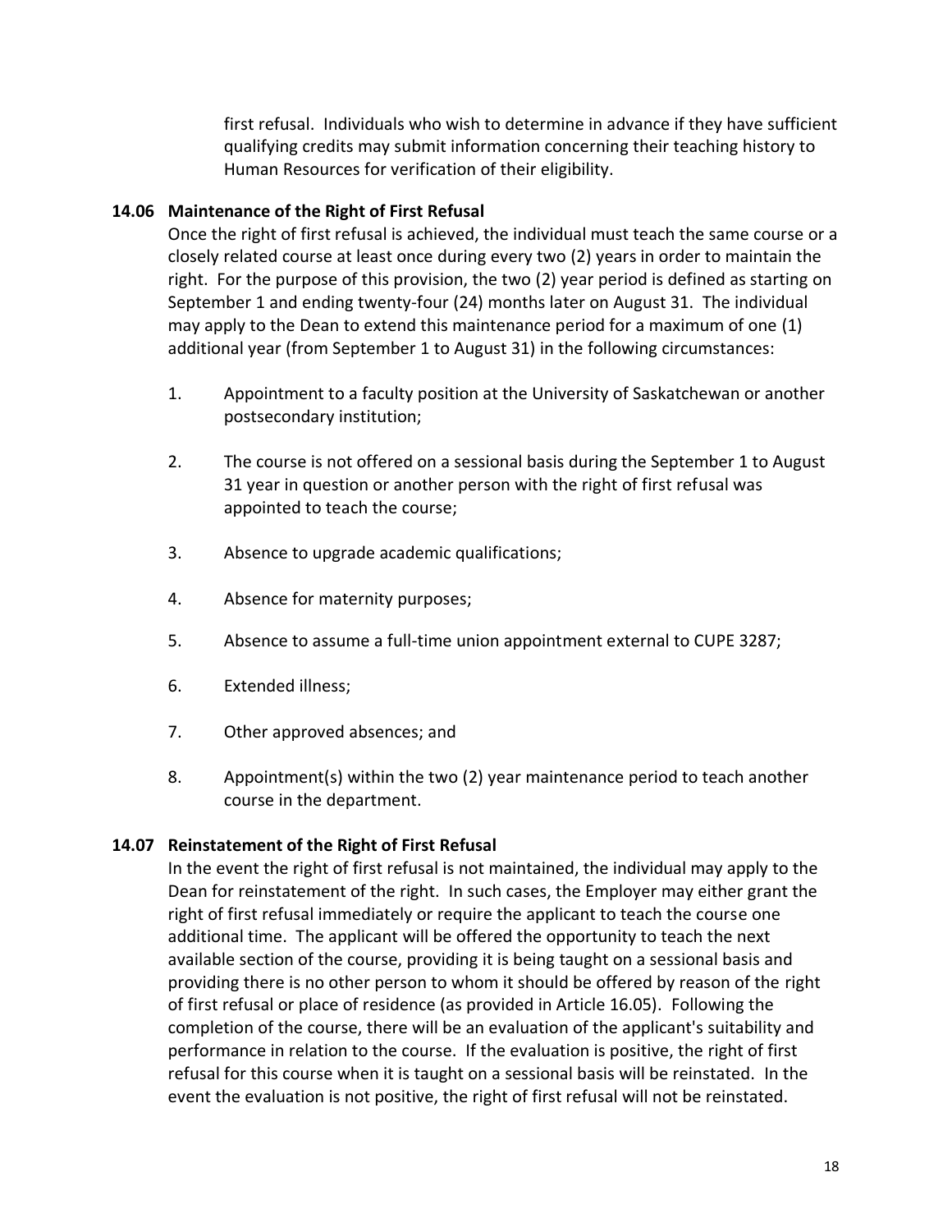first refusal. Individuals who wish to determine in advance if they have sufficient qualifying credits may submit information concerning their teaching history to Human Resources for verification of their eligibility.

**14.06 Maintenance of the Right of First Refusal**

Once the right of first refusal is achieved, the individual must teach the same course or a closely related course at least once during every two (2) years in order to maintain the right. For the purpose of this provision, the two (2) year period is defined as starting on September 1 and ending twenty-four (24) months later on August 31. The individual may apply to the Dean to extend this maintenance period for a maximum of one (1) additional year (from September 1 to August 31) in the following circumstances:

1. Appointment to a faculty position at the University of Saskatchewan or another postsecondary institution;
2. The course is not offered on a sessional basis during the September 1 to August 31 year in question or another person with the right of first refusal was appointed to teach the course;
3. Absence to upgrade academic qualifications;
4. Absence for maternity purposes;
5. Absence to assume a full-time union appointment external to CUPE 3287;
6. Extended illness;
7. Other approved absences; and
8. Appointment(s) within the two (2) year maintenance period to teach another course in the department.

**14.07 Reinstatement of the Right of First Refusal**

In the event the right of first refusal is not maintained, the individual may apply to the Dean for reinstatement of the right. In such cases, the Employer may either grant the right of first refusal immediately or require the applicant to teach the course one additional time. The applicant will be offered the opportunity to teach the next available section of the course, providing it is being taught on a sessional basis and providing there is no other person to whom it should be offered by reason of the right of first refusal or place of residence (as provided in Article 16.05). Following the completion of the course, there will be an evaluation of the applicant's suitability and performance in relation to the course. If the evaluation is positive, the right of first refusal for this course when it is taught on a sessional basis will be reinstated. In the event the evaluation is not positive, the right of first refusal will not be reinstated.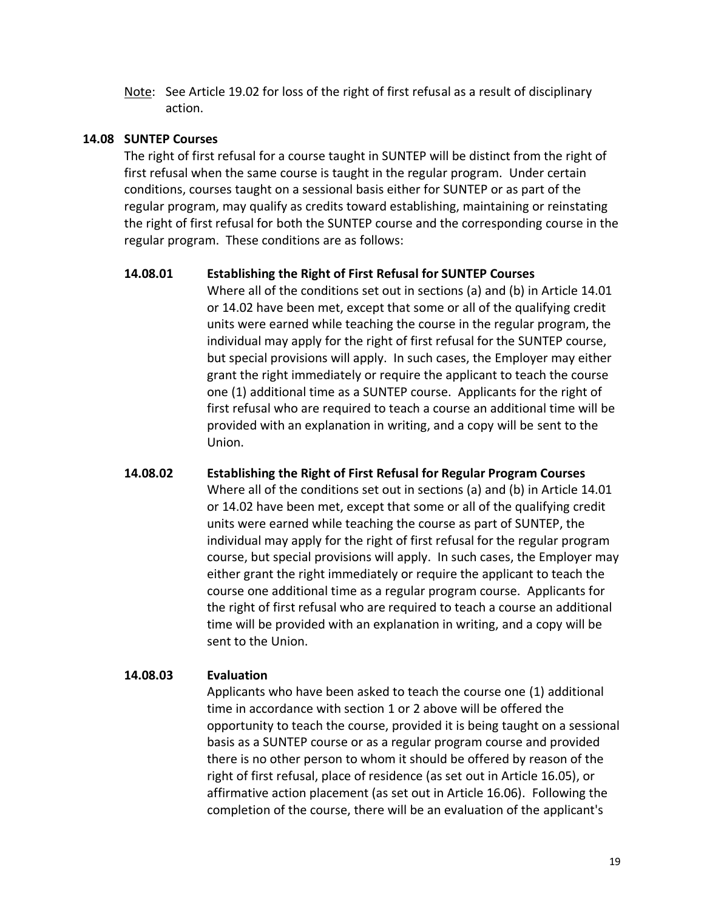<u>Note</u>: See Article 19.02 for loss of the right of first refusal as a result of disciplinary action.

**14.08 SUNTEP Courses**

The right of first refusal for a course taught in SUNTEP will be distinct from the right of first refusal when the same course is taught in the regular program. Under certain conditions, courses taught on a sessional basis either for SUNTEP or as part of the regular program, may qualify as credits toward establishing, maintaining or reinstating the right of first refusal for both the SUNTEP course and the corresponding course in the regular program. These conditions are as follows:

**14.08.01 Establishing the Right of First Refusal for SUNTEP Courses**

Where all of the conditions set out in sections (a) and (b) in Article 14.01 or 14.02 have been met, except that some or all of the qualifying credit units were earned while teaching the course in the regular program, the individual may apply for the right of first refusal for the SUNTEP course, but special provisions will apply. In such cases, the Employer may either grant the right immediately or require the applicant to teach the course one (1) additional time as a SUNTEP course. Applicants for the right of first refusal who are required to teach a course an additional time will be provided with an explanation in writing, and a copy will be sent to the Union.

**14.08.02 Establishing the Right of First Refusal for Regular Program Courses**

Where all of the conditions set out in sections (a) and (b) in Article 14.01 or 14.02 have been met, except that some or all of the qualifying credit units were earned while teaching the course as part of SUNTEP, the individual may apply for the right of first refusal for the regular program course, but special provisions will apply. In such cases, the Employer may either grant the right immediately or require the applicant to teach the course one additional time as a regular program course. Applicants for the right of first refusal who are required to teach a course an additional time will be provided with an explanation in writing, and a copy will be sent to the Union.

**14.08.03 Evaluation**

Applicants who have been asked to teach the course one (1) additional time in accordance with section 1 or 2 above will be offered the opportunity to teach the course, provided it is being taught on a sessional basis as a SUNTEP course or as a regular program course and provided there is no other person to whom it should be offered by reason of the right of first refusal, place of residence (as set out in Article 16.05), or affirmative action placement (as set out in Article 16.06). Following the completion of the course, there will be an evaluation of the applicant's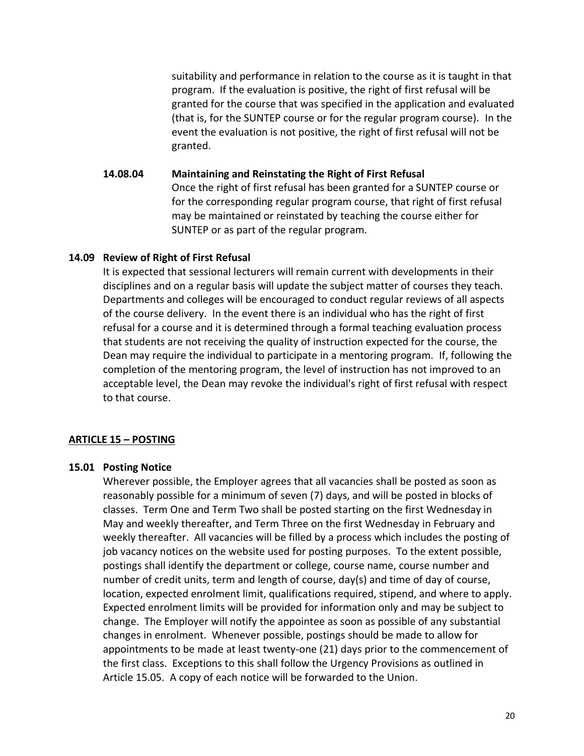suitability and performance in relation to the course as it is taught in that program. If the evaluation is positive, the right of first refusal will be granted for the course that was specified in the application and evaluated (that is, for the SUNTEP course or for the regular program course). In the event the evaluation is not positive, the right of first refusal will not be granted.

**14.08.04 Maintaining and Reinstating the Right of First Refusal**

Once the right of first refusal has been granted for a SUNTEP course or for the corresponding regular program course, that right of first refusal may be maintained or reinstated by teaching the course either for SUNTEP or as part of the regular program.

### 14.09 Review of Right of First Refusal

It is expected that sessional lecturers will remain current with developments in their disciplines and on a regular basis will update the subject matter of courses they teach. Departments and colleges will be encouraged to conduct regular reviews of all aspects of the course delivery. In the event there is an individual who has the right of first refusal for a course and it is determined through a formal teaching evaluation process that students are not receiving the quality of instruction expected for the course, the Dean may require the individual to participate in a mentoring program. If, following the completion of the mentoring program, the level of instruction has not improved to an acceptable level, the Dean may revoke the individual's right of first refusal with respect to that course.

## ARTICLE 15 – POSTING

### 15.01 Posting Notice

Wherever possible, the Employer agrees that all vacancies shall be posted as soon as reasonably possible for a minimum of seven (7) days, and will be posted in blocks of classes. Term One and Term Two shall be posted starting on the first Wednesday in May and weekly thereafter, and Term Three on the first Wednesday in February and weekly thereafter. All vacancies will be filled by a process which includes the posting of job vacancy notices on the website used for posting purposes. To the extent possible, postings shall identify the department or college, course name, course number and number of credit units, term and length of course, day(s) and time of day of course, location, expected enrolment limit, qualifications required, stipend, and where to apply. Expected enrolment limits will be provided for information only and may be subject to change. The Employer will notify the appointee as soon as possible of any substantial changes in enrolment. Whenever possible, postings should be made to allow for appointments to be made at least twenty-one (21) days prior to the commencement of the first class. Exceptions to this shall follow the Urgency Provisions as outlined in Article 15.05. A copy of each notice will be forwarded to the Union.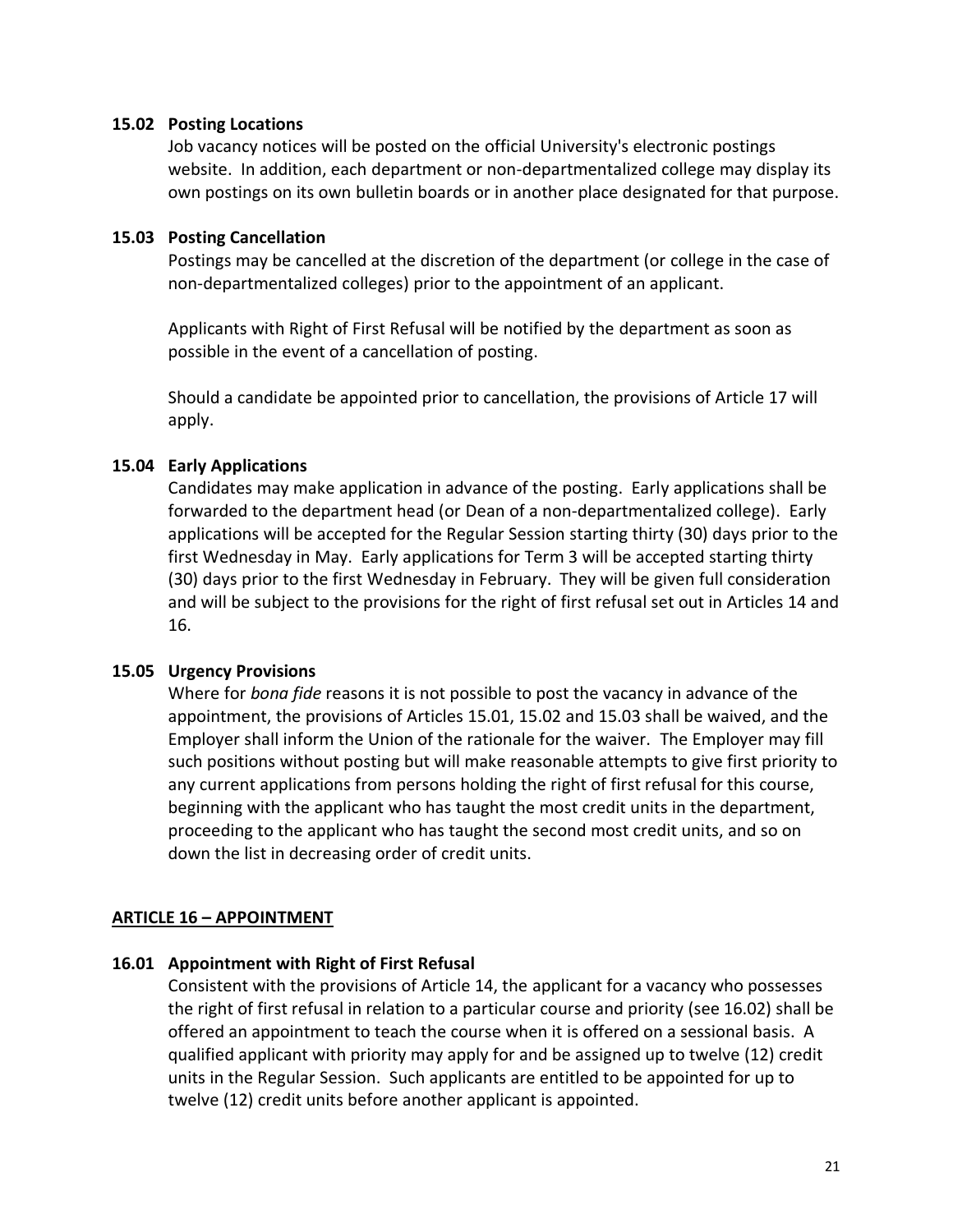### 15.02 Posting Locations

Job vacancy notices will be posted on the official University's electronic postings website. In addition, each department or non-departmentalized college may display its own postings on its own bulletin boards or in another place designated for that purpose.

### 15.03 Posting Cancellation

Postings may be cancelled at the discretion of the department (or college in the case of non-departmentalized colleges) prior to the appointment of an applicant.

Applicants with Right of First Refusal will be notified by the department as soon as possible in the event of a cancellation of posting.

Should a candidate be appointed prior to cancellation, the provisions of Article 17 will apply.

### 15.04 Early Applications

Candidates may make application in advance of the posting. Early applications shall be forwarded to the department head (or Dean of a non-departmentalized college). Early applications will be accepted for the Regular Session starting thirty (30) days prior to the first Wednesday in May. Early applications for Term 3 will be accepted starting thirty (30) days prior to the first Wednesday in February. They will be given full consideration and will be subject to the provisions for the right of first refusal set out in Articles 14 and 16.

### 15.05 Urgency Provisions

Where for *bona fide* reasons it is not possible to post the vacancy in advance of the appointment, the provisions of Articles 15.01, 15.02 and 15.03 shall be waived, and the Employer shall inform the Union of the rationale for the waiver. The Employer may fill such positions without posting but will make reasonable attempts to give first priority to any current applications from persons holding the right of first refusal for this course, beginning with the applicant who has taught the most credit units in the department, proceeding to the applicant who has taught the second most credit units, and so on down the list in decreasing order of credit units.

## ARTICLE 16 – APPOINTMENT

### 16.01 Appointment with Right of First Refusal

Consistent with the provisions of Article 14, the applicant for a vacancy who possesses the right of first refusal in relation to a particular course and priority (see 16.02) shall be offered an appointment to teach the course when it is offered on a sessional basis. A qualified applicant with priority may apply for and be assigned up to twelve (12) credit units in the Regular Session. Such applicants are entitled to be appointed for up to twelve (12) credit units before another applicant is appointed.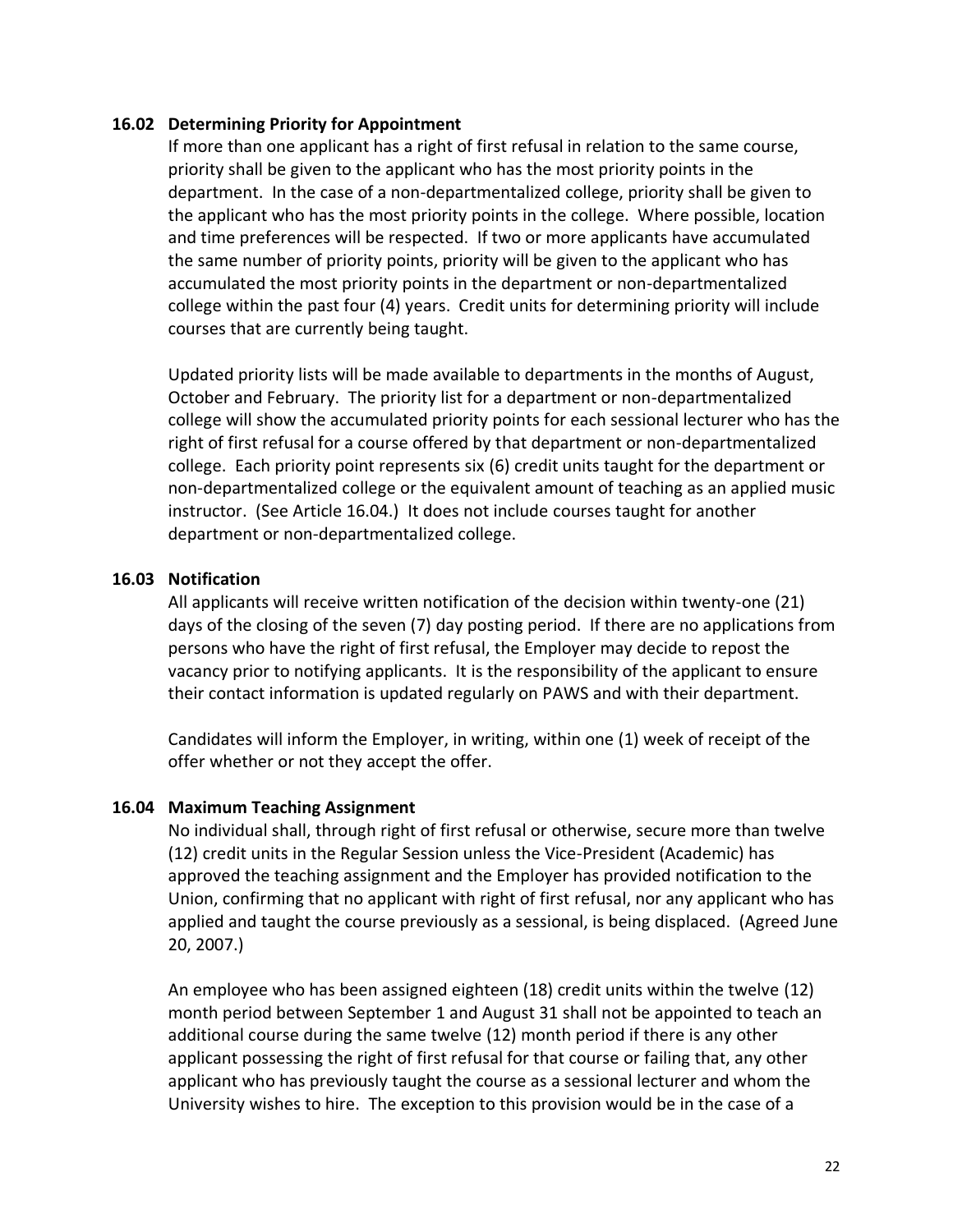### 16.02 Determining Priority for Appointment

If more than one applicant has a right of first refusal in relation to the same course, priority shall be given to the applicant who has the most priority points in the department. In the case of a non-departmentalized college, priority shall be given to the applicant who has the most priority points in the college. Where possible, location and time preferences will be respected. If two or more applicants have accumulated the same number of priority points, priority will be given to the applicant who has accumulated the most priority points in the department or non-departmentalized college within the past four (4) years. Credit units for determining priority will include courses that are currently being taught.

Updated priority lists will be made available to departments in the months of August, October and February. The priority list for a department or non-departmentalized college will show the accumulated priority points for each sessional lecturer who has the right of first refusal for a course offered by that department or non-departmentalized college. Each priority point represents six (6) credit units taught for the department or non-departmentalized college or the equivalent amount of teaching as an applied music instructor. (See Article 16.04.) It does not include courses taught for another department or non-departmentalized college.

### 16.03 Notification

All applicants will receive written notification of the decision within twenty-one (21) days of the closing of the seven (7) day posting period. If there are no applications from persons who have the right of first refusal, the Employer may decide to repost the vacancy prior to notifying applicants. It is the responsibility of the applicant to ensure their contact information is updated regularly on PAWS and with their department.

Candidates will inform the Employer, in writing, within one (1) week of receipt of the offer whether or not they accept the offer.

### 16.04 Maximum Teaching Assignment

No individual shall, through right of first refusal or otherwise, secure more than twelve (12) credit units in the Regular Session unless the Vice-President (Academic) has approved the teaching assignment and the Employer has provided notification to the Union, confirming that no applicant with right of first refusal, nor any applicant who has applied and taught the course previously as a sessional, is being displaced. (Agreed June 20, 2007.)

An employee who has been assigned eighteen (18) credit units within the twelve (12) month period between September 1 and August 31 shall not be appointed to teach an additional course during the same twelve (12) month period if there is any other applicant possessing the right of first refusal for that course or failing that, any other applicant who has previously taught the course as a sessional lecturer and whom the University wishes to hire. The exception to this provision would be in the case of a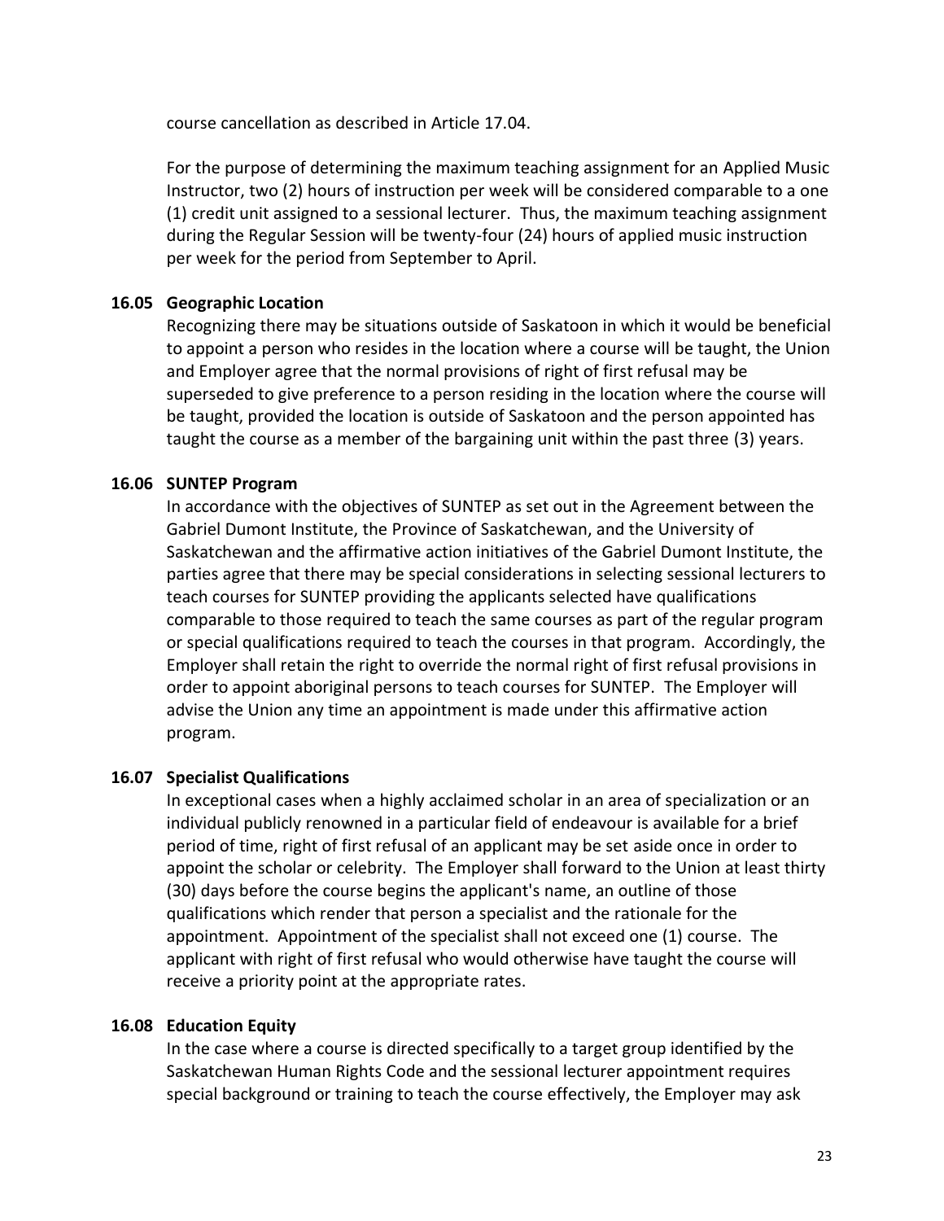course cancellation as described in Article 17.04.

For the purpose of determining the maximum teaching assignment for an Applied Music Instructor, two (2) hours of instruction per week will be considered comparable to a one (1) credit unit assigned to a sessional lecturer. Thus, the maximum teaching assignment during the Regular Session will be twenty-four (24) hours of applied music instruction per week for the period from September to April.

**16.05 Geographic Location**

Recognizing there may be situations outside of Saskatoon in which it would be beneficial to appoint a person who resides in the location where a course will be taught, the Union and Employer agree that the normal provisions of right of first refusal may be superseded to give preference to a person residing in the location where the course will be taught, provided the location is outside of Saskatoon and the person appointed has taught the course as a member of the bargaining unit within the past three (3) years.

**16.06 SUNTEP Program**

In accordance with the objectives of SUNTEP as set out in the Agreement between the Gabriel Dumont Institute, the Province of Saskatchewan, and the University of Saskatchewan and the affirmative action initiatives of the Gabriel Dumont Institute, the parties agree that there may be special considerations in selecting sessional lecturers to teach courses for SUNTEP providing the applicants selected have qualifications comparable to those required to teach the same courses as part of the regular program or special qualifications required to teach the courses in that program. Accordingly, the Employer shall retain the right to override the normal right of first refusal provisions in order to appoint aboriginal persons to teach courses for SUNTEP. The Employer will advise the Union any time an appointment is made under this affirmative action program.

**16.07 Specialist Qualifications**

In exceptional cases when a highly acclaimed scholar in an area of specialization or an individual publicly renowned in a particular field of endeavour is available for a brief period of time, right of first refusal of an applicant may be set aside once in order to appoint the scholar or celebrity. The Employer shall forward to the Union at least thirty (30) days before the course begins the applicant's name, an outline of those qualifications which render that person a specialist and the rationale for the appointment. Appointment of the specialist shall not exceed one (1) course. The applicant with right of first refusal who would otherwise have taught the course will receive a priority point at the appropriate rates.

**16.08 Education Equity**

In the case where a course is directed specifically to a target group identified by the Saskatchewan Human Rights Code and the sessional lecturer appointment requires special background or training to teach the course effectively, the Employer may ask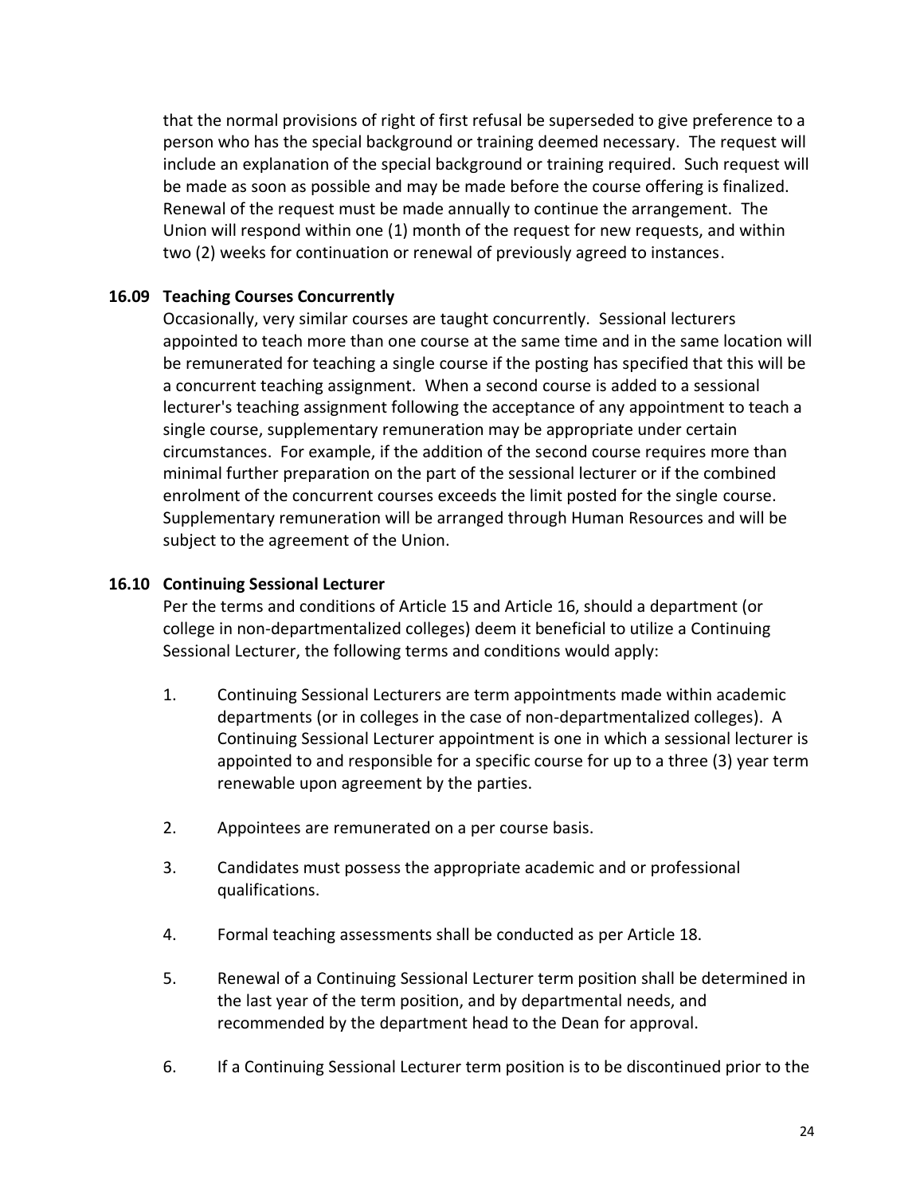that the normal provisions of right of first refusal be superseded to give preference to a person who has the special background or training deemed necessary. The request will include an explanation of the special background or training required. Such request will be made as soon as possible and may be made before the course offering is finalized. Renewal of the request must be made annually to continue the arrangement. The Union will respond within one (1) month of the request for new requests, and within two (2) weeks for continuation or renewal of previously agreed to instances.

**16.09 Teaching Courses Concurrently**

Occasionally, very similar courses are taught concurrently. Sessional lecturers appointed to teach more than one course at the same time and in the same location will be remunerated for teaching a single course if the posting has specified that this will be a concurrent teaching assignment. When a second course is added to a sessional lecturer's teaching assignment following the acceptance of any appointment to teach a single course, supplementary remuneration may be appropriate under certain circumstances. For example, if the addition of the second course requires more than minimal further preparation on the part of the sessional lecturer or if the combined enrolment of the concurrent courses exceeds the limit posted for the single course. Supplementary remuneration will be arranged through Human Resources and will be subject to the agreement of the Union.

**16.10 Continuing Sessional Lecturer**

Per the terms and conditions of Article 15 and Article 16, should a department (or college in non-departmentalized colleges) deem it beneficial to utilize a Continuing Sessional Lecturer, the following terms and conditions would apply:

1. Continuing Sessional Lecturers are term appointments made within academic departments (or in colleges in the case of non-departmentalized colleges). A Continuing Sessional Lecturer appointment is one in which a sessional lecturer is appointed to and responsible for a specific course for up to a three (3) year term renewable upon agreement by the parties.

2. Appointees are remunerated on a per course basis.

3. Candidates must possess the appropriate academic and or professional qualifications.

4. Formal teaching assessments shall be conducted as per Article 18.

5. Renewal of a Continuing Sessional Lecturer term position shall be determined in the last year of the term position, and by departmental needs, and recommended by the department head to the Dean for approval.

6. If a Continuing Sessional Lecturer term position is to be discontinued prior to the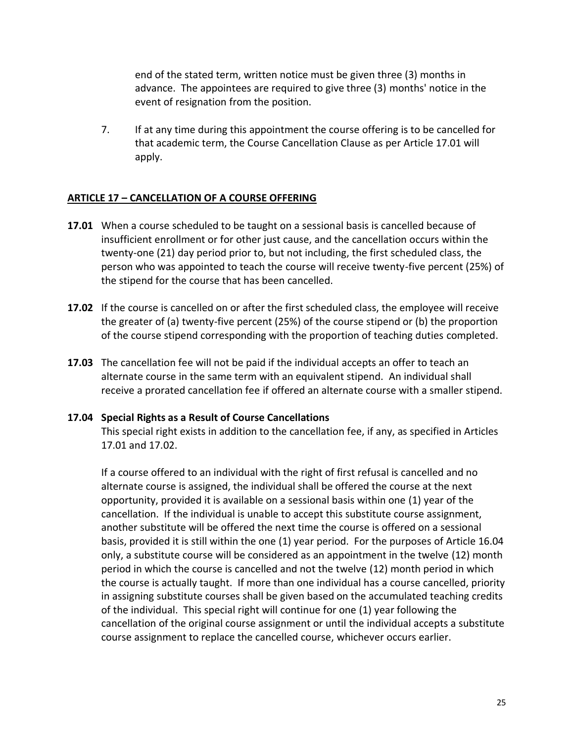end of the stated term, written notice must be given three (3) months in advance. The appointees are required to give three (3) months' notice in the event of resignation from the position.

7. If at any time during this appointment the course offering is to be cancelled for that academic term, the Course Cancellation Clause as per Article 17.01 will apply.

## ARTICLE 17 – CANCELLATION OF A COURSE OFFERING

**17.01** When a course scheduled to be taught on a sessional basis is cancelled because of insufficient enrollment or for other just cause, and the cancellation occurs within the twenty-one (21) day period prior to, but not including, the first scheduled class, the person who was appointed to teach the course will receive twenty-five percent (25%) of the stipend for the course that has been cancelled.

**17.02** If the course is cancelled on or after the first scheduled class, the employee will receive the greater of (a) twenty-five percent (25%) of the course stipend or (b) the proportion of the course stipend corresponding with the proportion of teaching duties completed.

**17.03** The cancellation fee will not be paid if the individual accepts an offer to teach an alternate course in the same term with an equivalent stipend. An individual shall receive a prorated cancellation fee if offered an alternate course with a smaller stipend.

**17.04 Special Rights as a Result of Course Cancellations**

This special right exists in addition to the cancellation fee, if any, as specified in Articles 17.01 and 17.02.

If a course offered to an individual with the right of first refusal is cancelled and no alternate course is assigned, the individual shall be offered the course at the next opportunity, provided it is available on a sessional basis within one (1) year of the cancellation. If the individual is unable to accept this substitute course assignment, another substitute will be offered the next time the course is offered on a sessional basis, provided it is still within the one (1) year period. For the purposes of Article 16.04 only, a substitute course will be considered as an appointment in the twelve (12) month period in which the course is cancelled and not the twelve (12) month period in which the course is actually taught. If more than one individual has a course cancelled, priority in assigning substitute courses shall be given based on the accumulated teaching credits of the individual. This special right will continue for one (1) year following the cancellation of the original course assignment or until the individual accepts a substitute course assignment to replace the cancelled course, whichever occurs earlier.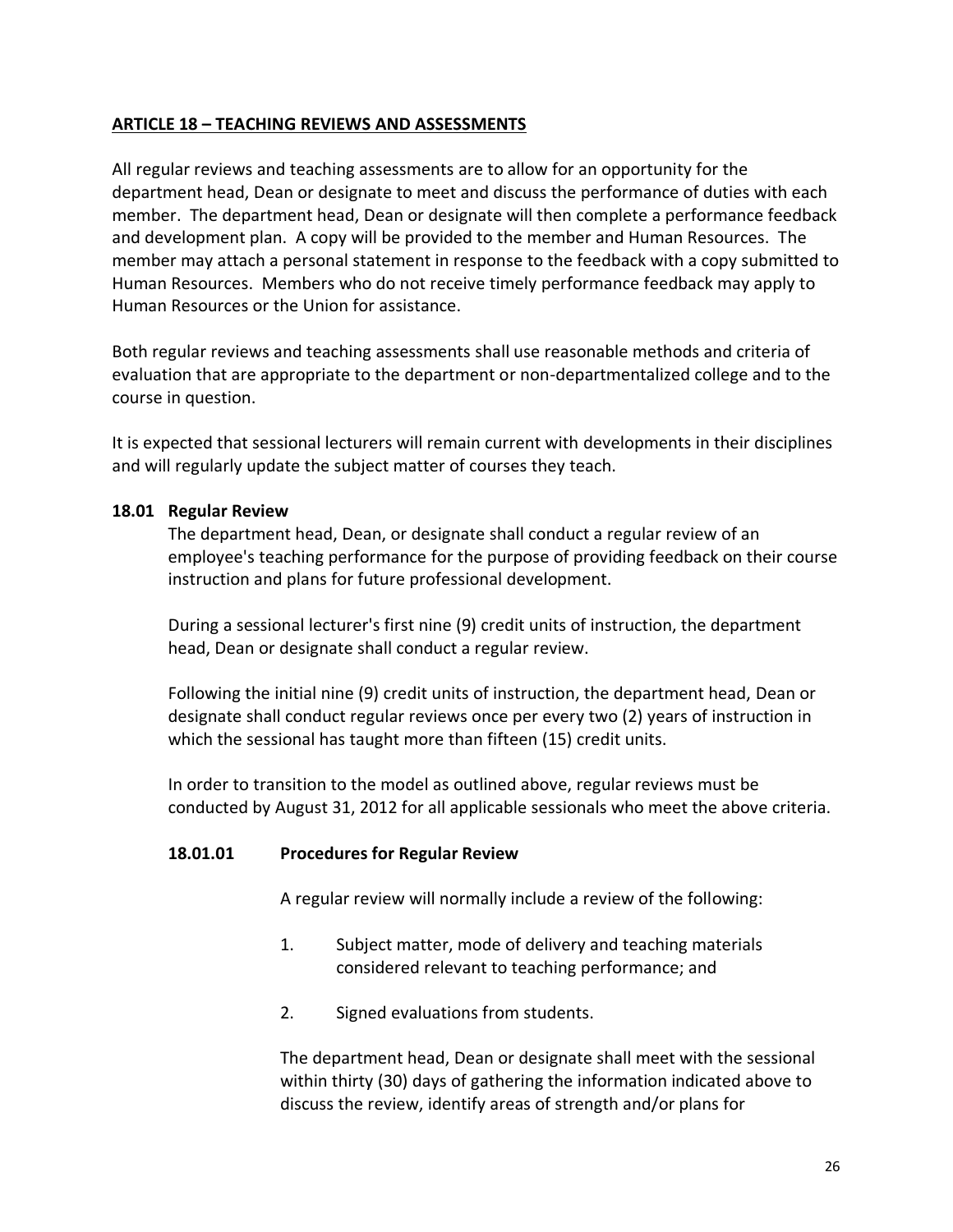## ARTICLE 18 – TEACHING REVIEWS AND ASSESSMENTS

All regular reviews and teaching assessments are to allow for an opportunity for the department head, Dean or designate to meet and discuss the performance of duties with each member. The department head, Dean or designate will then complete a performance feedback and development plan. A copy will be provided to the member and Human Resources. The member may attach a personal statement in response to the feedback with a copy submitted to Human Resources. Members who do not receive timely performance feedback may apply to Human Resources or the Union for assistance.

Both regular reviews and teaching assessments shall use reasonable methods and criteria of evaluation that are appropriate to the department or non-departmentalized college and to the course in question.

It is expected that sessional lecturers will remain current with developments in their disciplines and will regularly update the subject matter of courses they teach.

### 18.01 Regular Review

The department head, Dean, or designate shall conduct a regular review of an employee's teaching performance for the purpose of providing feedback on their course instruction and plans for future professional development.

During a sessional lecturer's first nine (9) credit units of instruction, the department head, Dean or designate shall conduct a regular review.

Following the initial nine (9) credit units of instruction, the department head, Dean or designate shall conduct regular reviews once per every two (2) years of instruction in which the sessional has taught more than fifteen (15) credit units.

In order to transition to the model as outlined above, regular reviews must be conducted by August 31, 2012 for all applicable sessionals who meet the above criteria.

#### 18.01.01 Procedures for Regular Review

A regular review will normally include a review of the following:

1. Subject matter, mode of delivery and teaching materials considered relevant to teaching performance; and
2. Signed evaluations from students.

The department head, Dean or designate shall meet with the sessional within thirty (30) days of gathering the information indicated above to discuss the review, identify areas of strength and/or plans for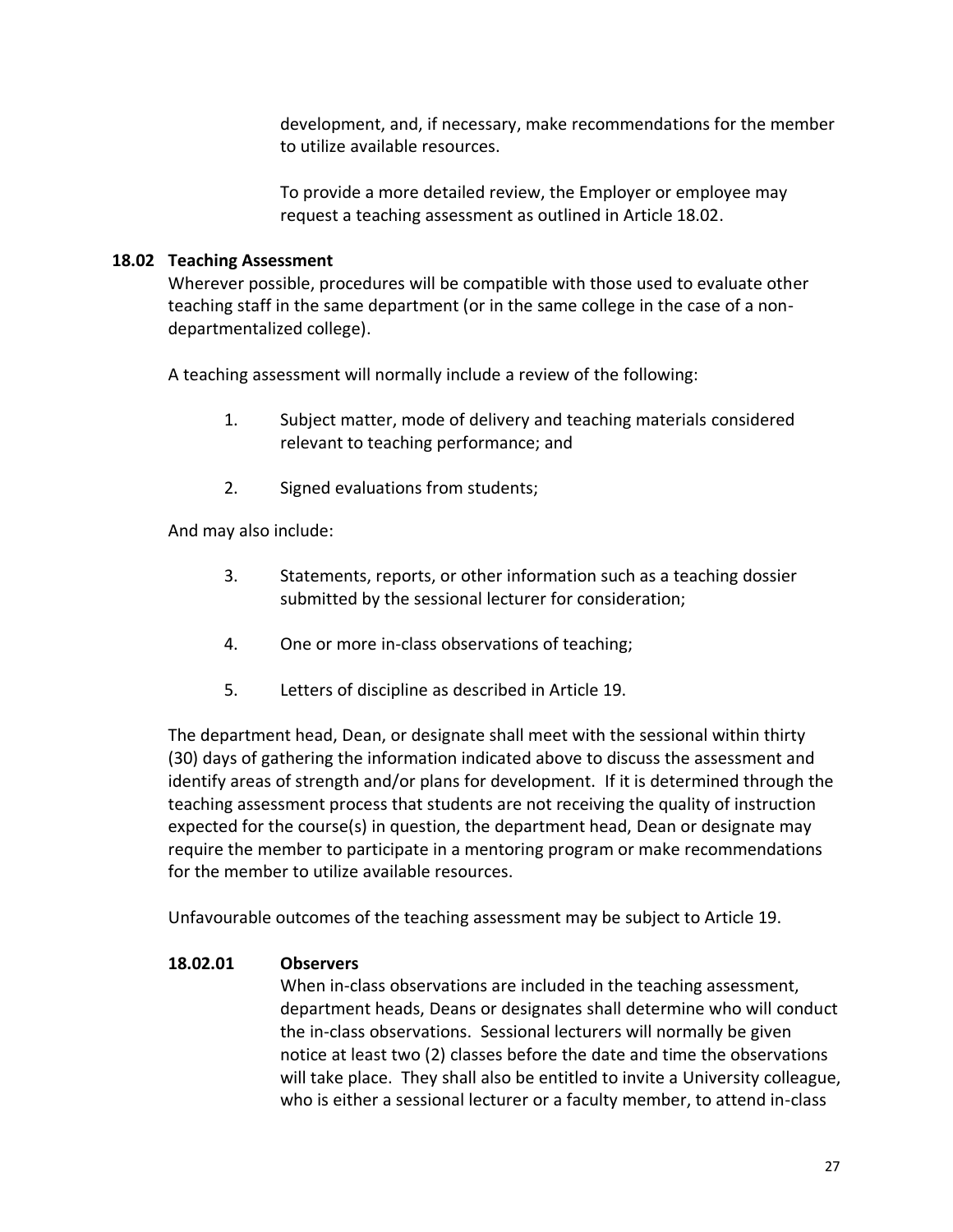development, and, if necessary, make recommendations for the member to utilize available resources.

To provide a more detailed review, the Employer or employee may request a teaching assessment as outlined in Article 18.02.

### 18.02 Teaching Assessment

Wherever possible, procedures will be compatible with those used to evaluate other teaching staff in the same department (or in the same college in the case of a non-departmentalized college).

A teaching assessment will normally include a review of the following:

1. Subject matter, mode of delivery and teaching materials considered relevant to teaching performance; and
2. Signed evaluations from students;

And may also include:

3. Statements, reports, or other information such as a teaching dossier submitted by the sessional lecturer for consideration;
4. One or more in-class observations of teaching;
5. Letters of discipline as described in Article 19.

The department head, Dean, or designate shall meet with the sessional within thirty (30) days of gathering the information indicated above to discuss the assessment and identify areas of strength and/or plans for development. If it is determined through the teaching assessment process that students are not receiving the quality of instruction expected for the course(s) in question, the department head, Dean or designate may require the member to participate in a mentoring program or make recommendations for the member to utilize available resources.

Unfavourable outcomes of the teaching assessment may be subject to Article 19.

#### 18.02.01 Observers

When in-class observations are included in the teaching assessment, department heads, Deans or designates shall determine who will conduct the in-class observations. Sessional lecturers will normally be given notice at least two (2) classes before the date and time the observations will take place. They shall also be entitled to invite a University colleague, who is either a sessional lecturer or a faculty member, to attend in-class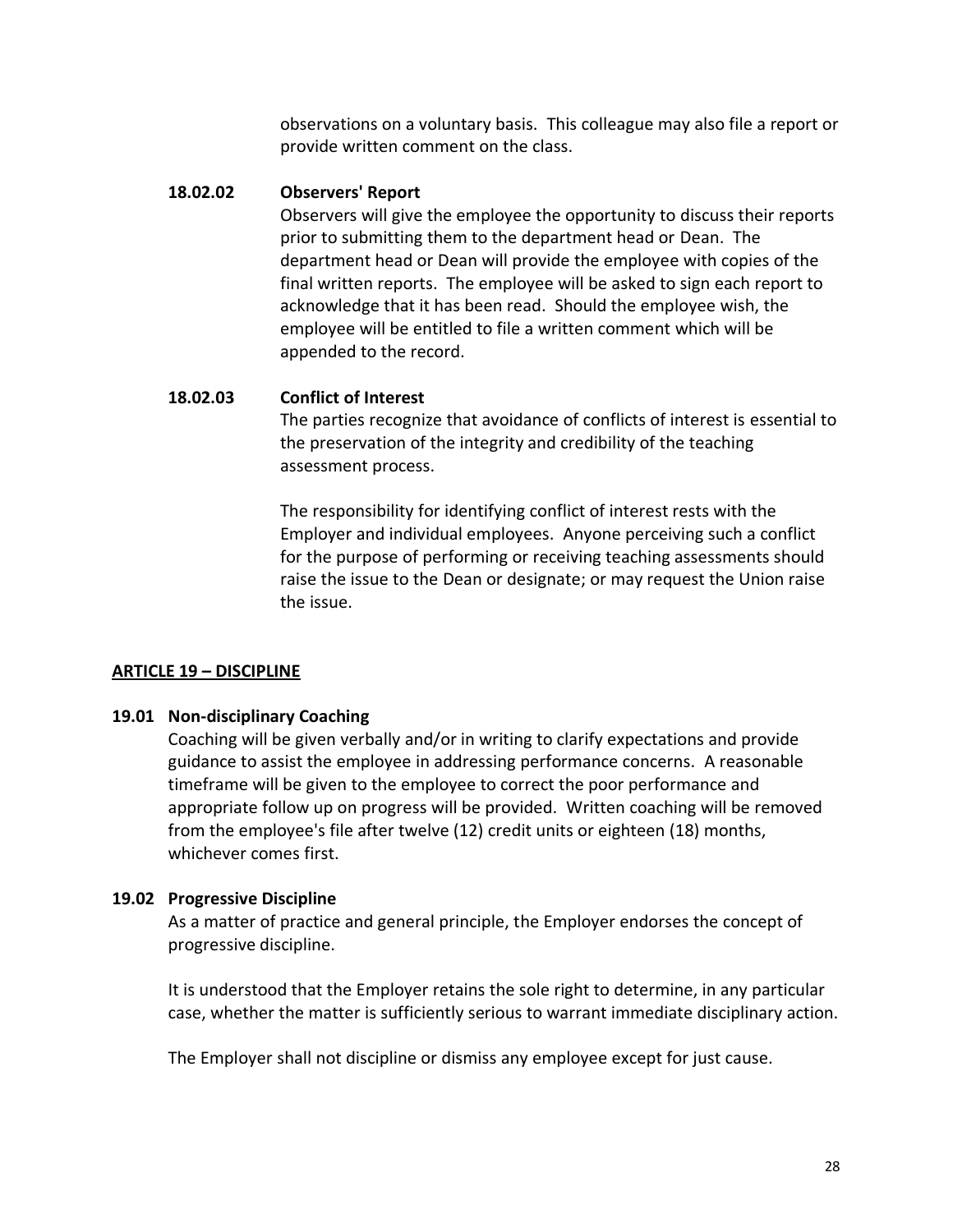observations on a voluntary basis. This colleague may also file a report or provide written comment on the class.

**18.02.02 Observers' Report**

Observers will give the employee the opportunity to discuss their reports prior to submitting them to the department head or Dean. The department head or Dean will provide the employee with copies of the final written reports. The employee will be asked to sign each report to acknowledge that it has been read. Should the employee wish, the employee will be entitled to file a written comment which will be appended to the record.

**18.02.03 Conflict of Interest**

The parties recognize that avoidance of conflicts of interest is essential to the preservation of the integrity and credibility of the teaching assessment process.

The responsibility for identifying conflict of interest rests with the Employer and individual employees. Anyone perceiving such a conflict for the purpose of performing or receiving teaching assessments should raise the issue to the Dean or designate; or may request the Union raise the issue.

## ARTICLE 19 – DISCIPLINE

### 19.01 Non-disciplinary Coaching

Coaching will be given verbally and/or in writing to clarify expectations and provide guidance to assist the employee in addressing performance concerns. A reasonable timeframe will be given to the employee to correct the poor performance and appropriate follow up on progress will be provided. Written coaching will be removed from the employee's file after twelve (12) credit units or eighteen (18) months, whichever comes first.

### 19.02 Progressive Discipline

As a matter of practice and general principle, the Employer endorses the concept of progressive discipline.

It is understood that the Employer retains the sole right to determine, in any particular case, whether the matter is sufficiently serious to warrant immediate disciplinary action.

The Employer shall not discipline or dismiss any employee except for just cause.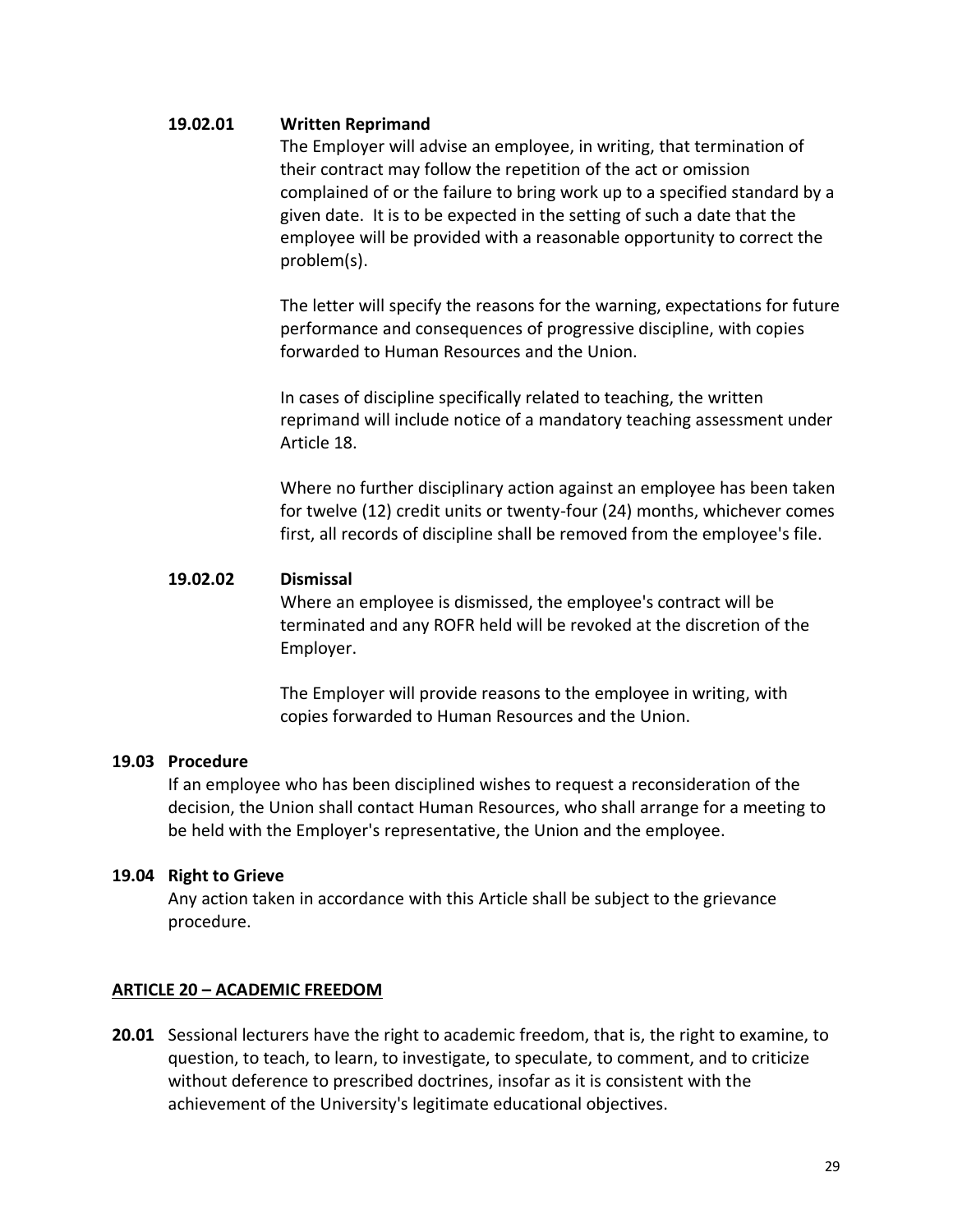**19.02.01 Written Reprimand**

The Employer will advise an employee, in writing, that termination of their contract may follow the repetition of the act or omission complained of or the failure to bring work up to a specified standard by a given date. It is to be expected in the setting of such a date that the employee will be provided with a reasonable opportunity to correct the problem(s).

The letter will specify the reasons for the warning, expectations for future performance and consequences of progressive discipline, with copies forwarded to Human Resources and the Union.

In cases of discipline specifically related to teaching, the written reprimand will include notice of a mandatory teaching assessment under Article 18.

Where no further disciplinary action against an employee has been taken for twelve (12) credit units or twenty-four (24) months, whichever comes first, all records of discipline shall be removed from the employee's file.

**19.02.02 Dismissal**

Where an employee is dismissed, the employee's contract will be terminated and any ROFR held will be revoked at the discretion of the Employer.

The Employer will provide reasons to the employee in writing, with copies forwarded to Human Resources and the Union.

**19.03 Procedure**

If an employee who has been disciplined wishes to request a reconsideration of the decision, the Union shall contact Human Resources, who shall arrange for a meeting to be held with the Employer's representative, the Union and the employee.

**19.04 Right to Grieve**

Any action taken in accordance with this Article shall be subject to the grievance procedure.

## ARTICLE 20 – ACADEMIC FREEDOM

**20.01** Sessional lecturers have the right to academic freedom, that is, the right to examine, to question, to teach, to learn, to investigate, to speculate, to comment, and to criticize without deference to prescribed doctrines, insofar as it is consistent with the achievement of the University's legitimate educational objectives.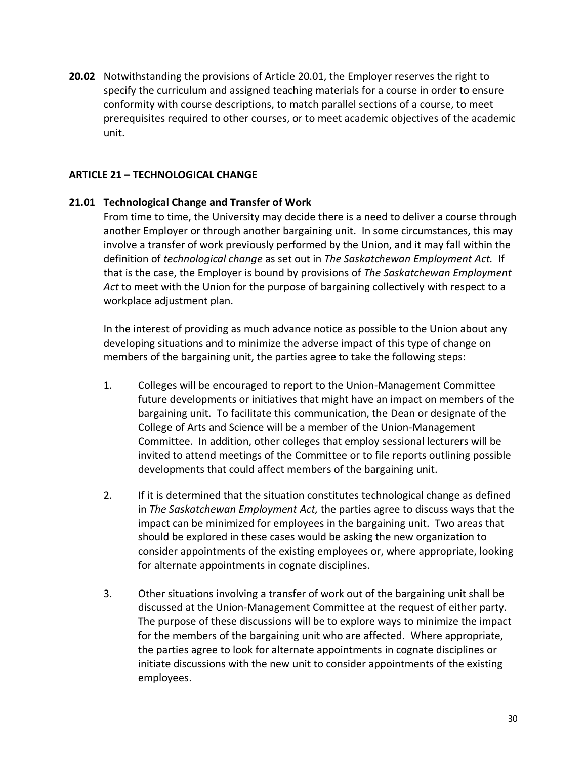**20.02** Notwithstanding the provisions of Article 20.01, the Employer reserves the right to specify the curriculum and assigned teaching materials for a course in order to ensure conformity with course descriptions, to match parallel sections of a course, to meet prerequisites required to other courses, or to meet academic objectives of the academic unit.

## ARTICLE 21 – TECHNOLOGICAL CHANGE

**21.01 Technological Change and Transfer of Work**

From time to time, the University may decide there is a need to deliver a course through another Employer or through another bargaining unit. In some circumstances, this may involve a transfer of work previously performed by the Union, and it may fall within the definition of *technological change* as set out in *The Saskatchewan Employment Act.* If that is the case, the Employer is bound by provisions of *The Saskatchewan Employment Act* to meet with the Union for the purpose of bargaining collectively with respect to a workplace adjustment plan.

In the interest of providing as much advance notice as possible to the Union about any developing situations and to minimize the adverse impact of this type of change on members of the bargaining unit, the parties agree to take the following steps:

1. Colleges will be encouraged to report to the Union-Management Committee future developments or initiatives that might have an impact on members of the bargaining unit. To facilitate this communication, the Dean or designate of the College of Arts and Science will be a member of the Union-Management Committee. In addition, other colleges that employ sessional lecturers will be invited to attend meetings of the Committee or to file reports outlining possible developments that could affect members of the bargaining unit.

2. If it is determined that the situation constitutes technological change as defined in *The Saskatchewan Employment Act,* the parties agree to discuss ways that the impact can be minimized for employees in the bargaining unit. Two areas that should be explored in these cases would be asking the new organization to consider appointments of the existing employees or, where appropriate, looking for alternate appointments in cognate disciplines.

3. Other situations involving a transfer of work out of the bargaining unit shall be discussed at the Union-Management Committee at the request of either party. The purpose of these discussions will be to explore ways to minimize the impact for the members of the bargaining unit who are affected. Where appropriate, the parties agree to look for alternate appointments in cognate disciplines or initiate discussions with the new unit to consider appointments of the existing employees.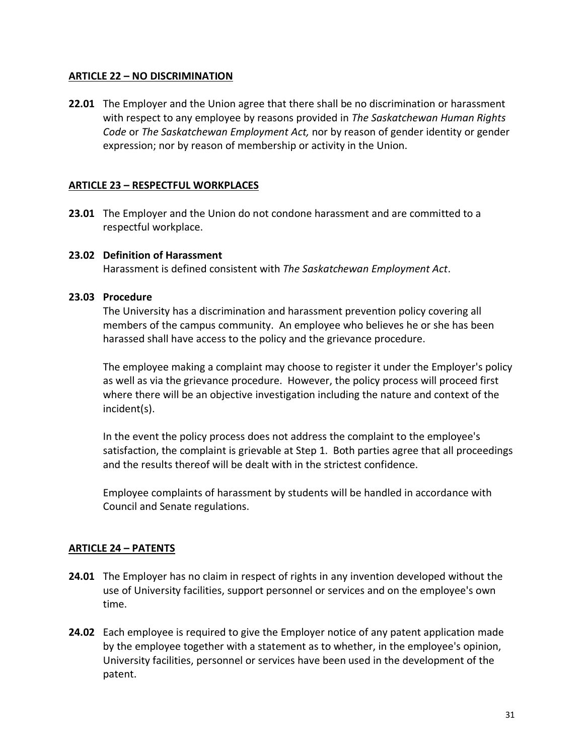## ARTICLE 22 – NO DISCRIMINATION

**22.01** The Employer and the Union agree that there shall be no discrimination or harassment with respect to any employee by reasons provided in *The Saskatchewan Human Rights Code* or *The Saskatchewan Employment Act,* nor by reason of gender identity or gender expression; nor by reason of membership or activity in the Union.

## ARTICLE 23 – RESPECTFUL WORKPLACES

**23.01** The Employer and the Union do not condone harassment and are committed to a respectful workplace.

**23.02 Definition of Harassment**
Harassment is defined consistent with *The Saskatchewan Employment Act*.

**23.03 Procedure**
The University has a discrimination and harassment prevention policy covering all members of the campus community. An employee who believes he or she has been harassed shall have access to the policy and the grievance procedure.

The employee making a complaint may choose to register it under the Employer's policy as well as via the grievance procedure. However, the policy process will proceed first where there will be an objective investigation including the nature and context of the incident(s).

In the event the policy process does not address the complaint to the employee's satisfaction, the complaint is grievable at Step 1. Both parties agree that all proceedings and the results thereof will be dealt with in the strictest confidence.

Employee complaints of harassment by students will be handled in accordance with Council and Senate regulations.

## ARTICLE 24 – PATENTS

**24.01** The Employer has no claim in respect of rights in any invention developed without the use of University facilities, support personnel or services and on the employee's own time.

**24.02** Each employee is required to give the Employer notice of any patent application made by the employee together with a statement as to whether, in the employee's opinion, University facilities, personnel or services have been used in the development of the patent.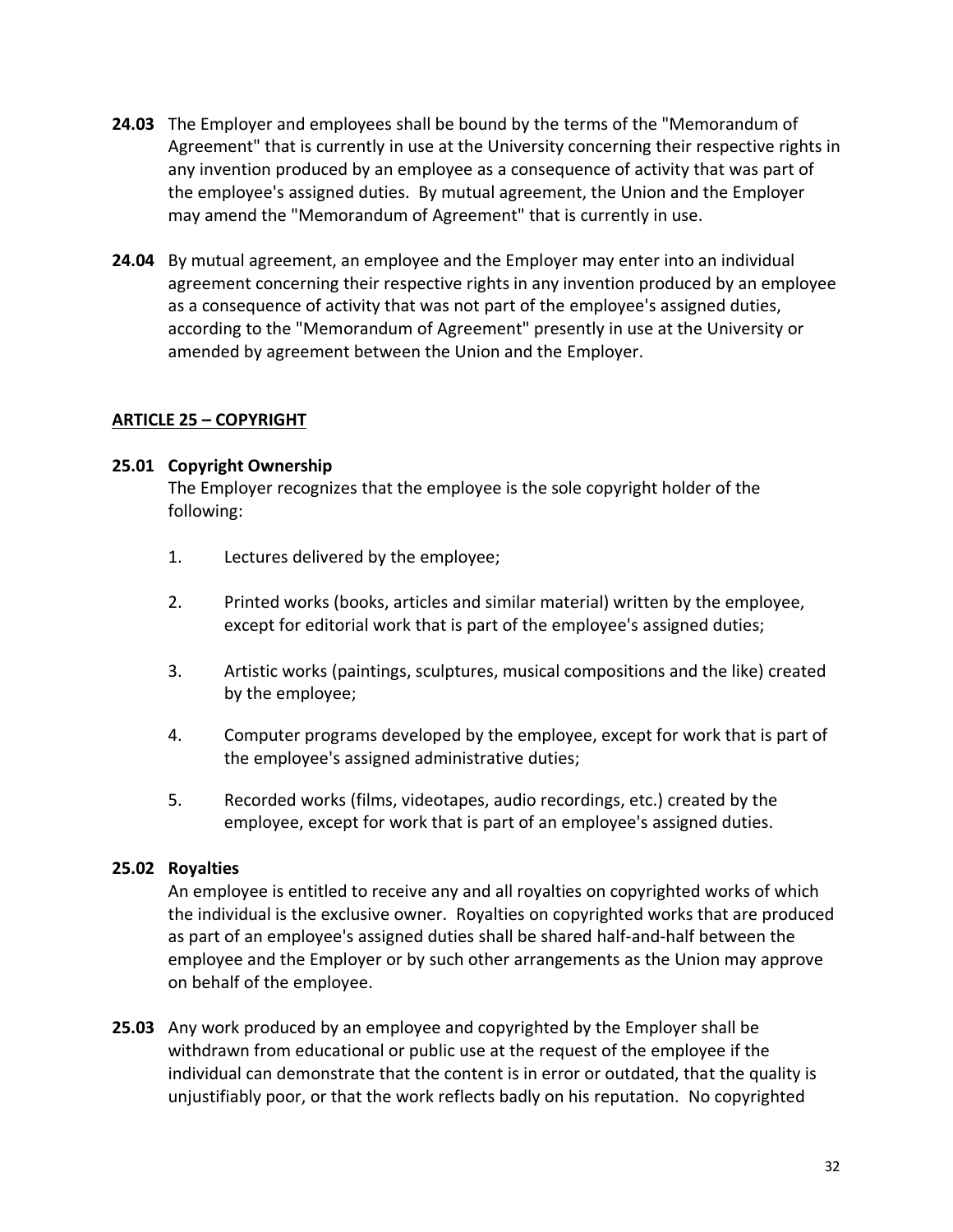**24.03** The Employer and employees shall be bound by the terms of the "Memorandum of Agreement" that is currently in use at the University concerning their respective rights in any invention produced by an employee as a consequence of activity that was part of the employee's assigned duties. By mutual agreement, the Union and the Employer may amend the "Memorandum of Agreement" that is currently in use.

**24.04** By mutual agreement, an employee and the Employer may enter into an individual agreement concerning their respective rights in any invention produced by an employee as a consequence of activity that was not part of the employee's assigned duties, according to the "Memorandum of Agreement" presently in use at the University or amended by agreement between the Union and the Employer.

## ARTICLE 25 – COPYRIGHT

**25.01 Copyright Ownership**

The Employer recognizes that the employee is the sole copyright holder of the following:

1. Lectures delivered by the employee;
2. Printed works (books, articles and similar material) written by the employee, except for editorial work that is part of the employee's assigned duties;
3. Artistic works (paintings, sculptures, musical compositions and the like) created by the employee;
4. Computer programs developed by the employee, except for work that is part of the employee's assigned administrative duties;
5. Recorded works (films, videotapes, audio recordings, etc.) created by the employee, except for work that is part of an employee's assigned duties.

**25.02 Royalties**

An employee is entitled to receive any and all royalties on copyrighted works of which the individual is the exclusive owner. Royalties on copyrighted works that are produced as part of an employee's assigned duties shall be shared half-and-half between the employee and the Employer or by such other arrangements as the Union may approve on behalf of the employee.

**25.03** Any work produced by an employee and copyrighted by the Employer shall be withdrawn from educational or public use at the request of the employee if the individual can demonstrate that the content is in error or outdated, that the quality is unjustifiably poor, or that the work reflects badly on his reputation. No copyrighted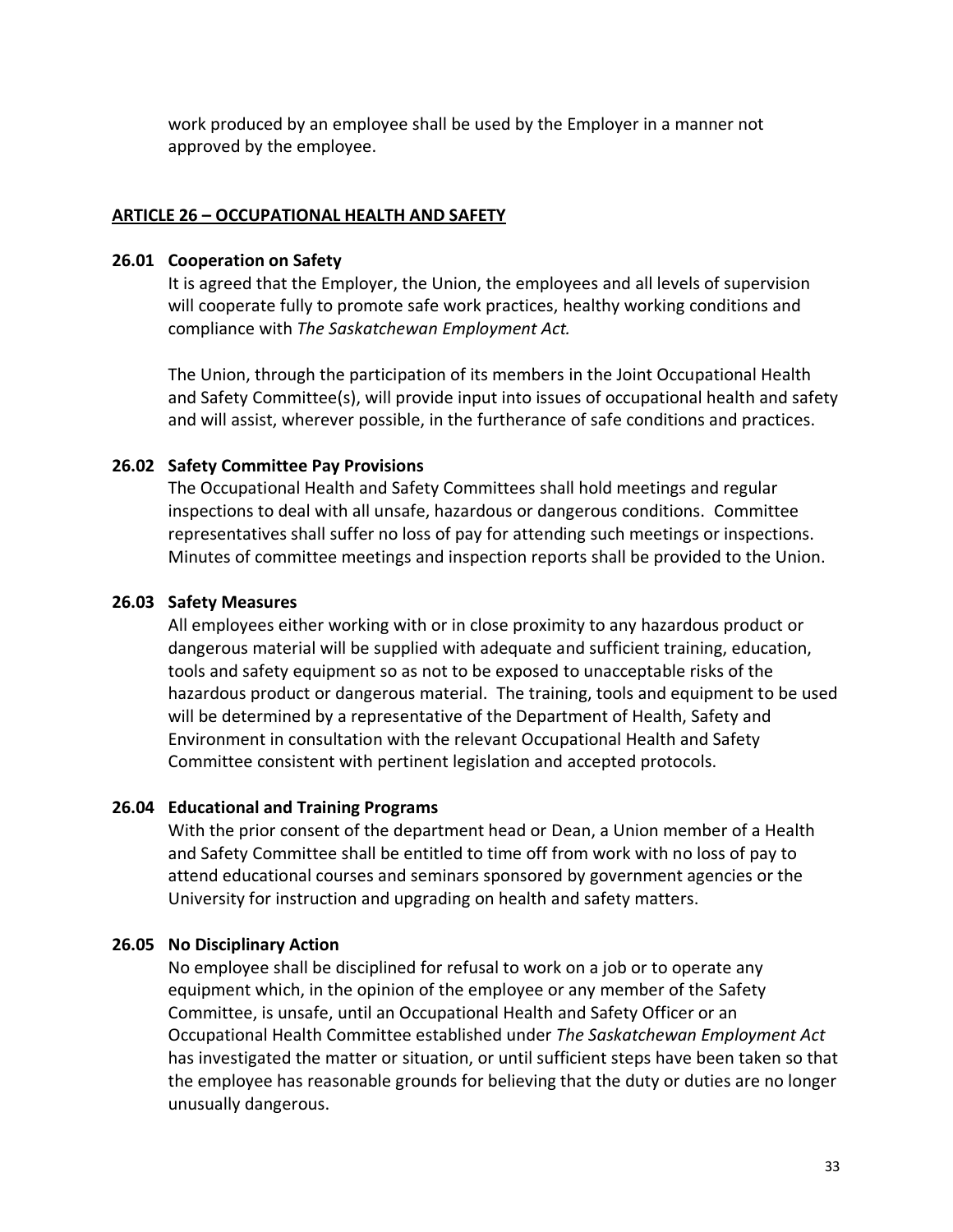work produced by an employee shall be used by the Employer in a manner not approved by the employee.

## ARTICLE 26 – OCCUPATIONAL HEALTH AND SAFETY

### 26.01 Cooperation on Safety

It is agreed that the Employer, the Union, the employees and all levels of supervision will cooperate fully to promote safe work practices, healthy working conditions and compliance with *The Saskatchewan Employment Act.*

The Union, through the participation of its members in the Joint Occupational Health and Safety Committee(s), will provide input into issues of occupational health and safety and will assist, wherever possible, in the furtherance of safe conditions and practices.

### 26.02 Safety Committee Pay Provisions

The Occupational Health and Safety Committees shall hold meetings and regular inspections to deal with all unsafe, hazardous or dangerous conditions. Committee representatives shall suffer no loss of pay for attending such meetings or inspections. Minutes of committee meetings and inspection reports shall be provided to the Union.

### 26.03 Safety Measures

All employees either working with or in close proximity to any hazardous product or dangerous material will be supplied with adequate and sufficient training, education, tools and safety equipment so as not to be exposed to unacceptable risks of the hazardous product or dangerous material. The training, tools and equipment to be used will be determined by a representative of the Department of Health, Safety and Environment in consultation with the relevant Occupational Health and Safety Committee consistent with pertinent legislation and accepted protocols.

### 26.04 Educational and Training Programs

With the prior consent of the department head or Dean, a Union member of a Health and Safety Committee shall be entitled to time off from work with no loss of pay to attend educational courses and seminars sponsored by government agencies or the University for instruction and upgrading on health and safety matters.

### 26.05 No Disciplinary Action

No employee shall be disciplined for refusal to work on a job or to operate any equipment which, in the opinion of the employee or any member of the Safety Committee, is unsafe, until an Occupational Health and Safety Officer or an Occupational Health Committee established under *The Saskatchewan Employment Act* has investigated the matter or situation, or until sufficient steps have been taken so that the employee has reasonable grounds for believing that the duty or duties are no longer unusually dangerous.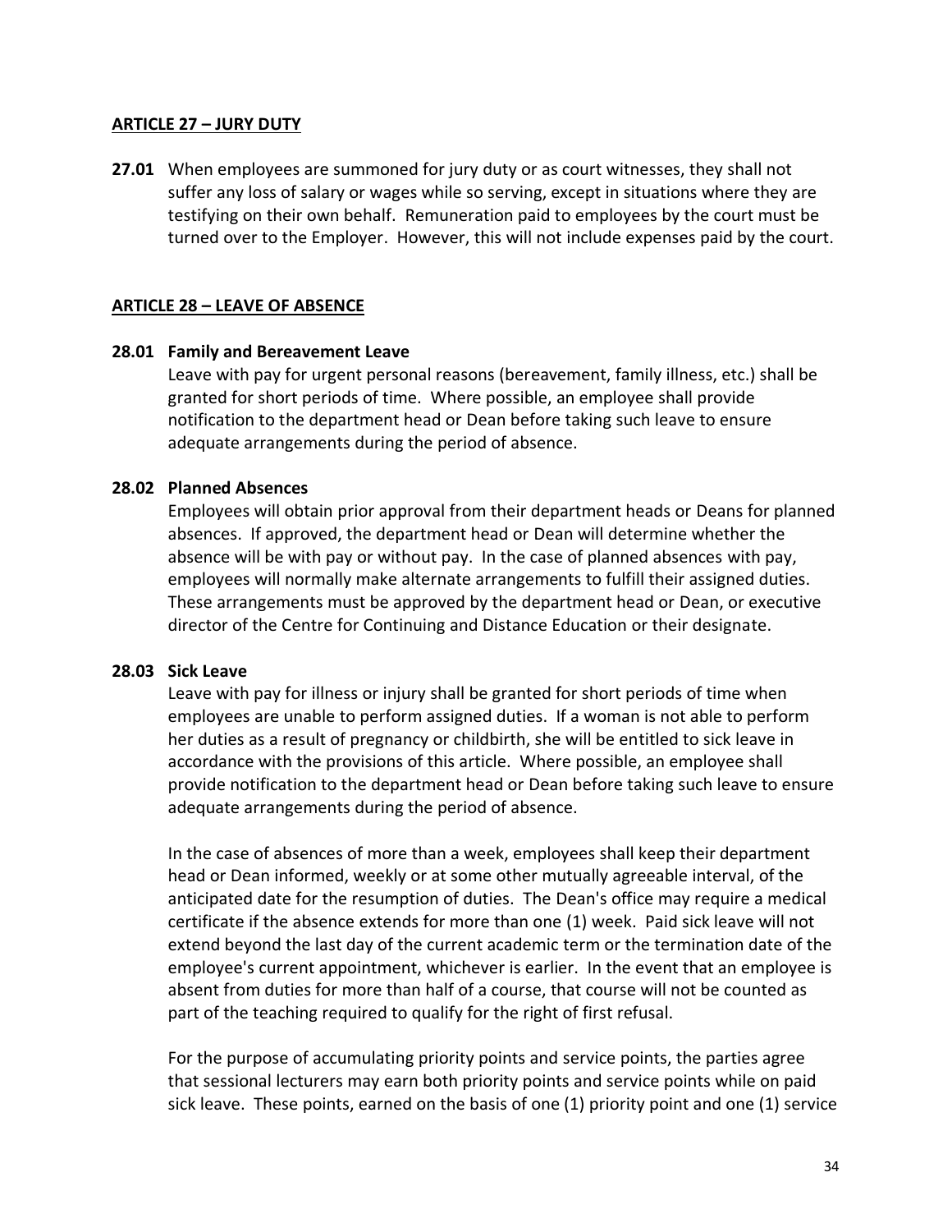## ARTICLE 27 – JURY DUTY

**27.01** When employees are summoned for jury duty or as court witnesses, they shall not suffer any loss of salary or wages while so serving, except in situations where they are testifying on their own behalf. Remuneration paid to employees by the court must be turned over to the Employer. However, this will not include expenses paid by the court.

## ARTICLE 28 – LEAVE OF ABSENCE

### 28.01 Family and Bereavement Leave

Leave with pay for urgent personal reasons (bereavement, family illness, etc.) shall be granted for short periods of time. Where possible, an employee shall provide notification to the department head or Dean before taking such leave to ensure adequate arrangements during the period of absence.

### 28.02 Planned Absences

Employees will obtain prior approval from their department heads or Deans for planned absences. If approved, the department head or Dean will determine whether the absence will be with pay or without pay. In the case of planned absences with pay, employees will normally make alternate arrangements to fulfill their assigned duties. These arrangements must be approved by the department head or Dean, or executive director of the Centre for Continuing and Distance Education or their designate.

### 28.03 Sick Leave

Leave with pay for illness or injury shall be granted for short periods of time when employees are unable to perform assigned duties. If a woman is not able to perform her duties as a result of pregnancy or childbirth, she will be entitled to sick leave in accordance with the provisions of this article. Where possible, an employee shall provide notification to the department head or Dean before taking such leave to ensure adequate arrangements during the period of absence.

In the case of absences of more than a week, employees shall keep their department head or Dean informed, weekly or at some other mutually agreeable interval, of the anticipated date for the resumption of duties. The Dean's office may require a medical certificate if the absence extends for more than one (1) week. Paid sick leave will not extend beyond the last day of the current academic term or the termination date of the employee's current appointment, whichever is earlier. In the event that an employee is absent from duties for more than half of a course, that course will not be counted as part of the teaching required to qualify for the right of first refusal.

For the purpose of accumulating priority points and service points, the parties agree that sessional lecturers may earn both priority points and service points while on paid sick leave. These points, earned on the basis of one (1) priority point and one (1) service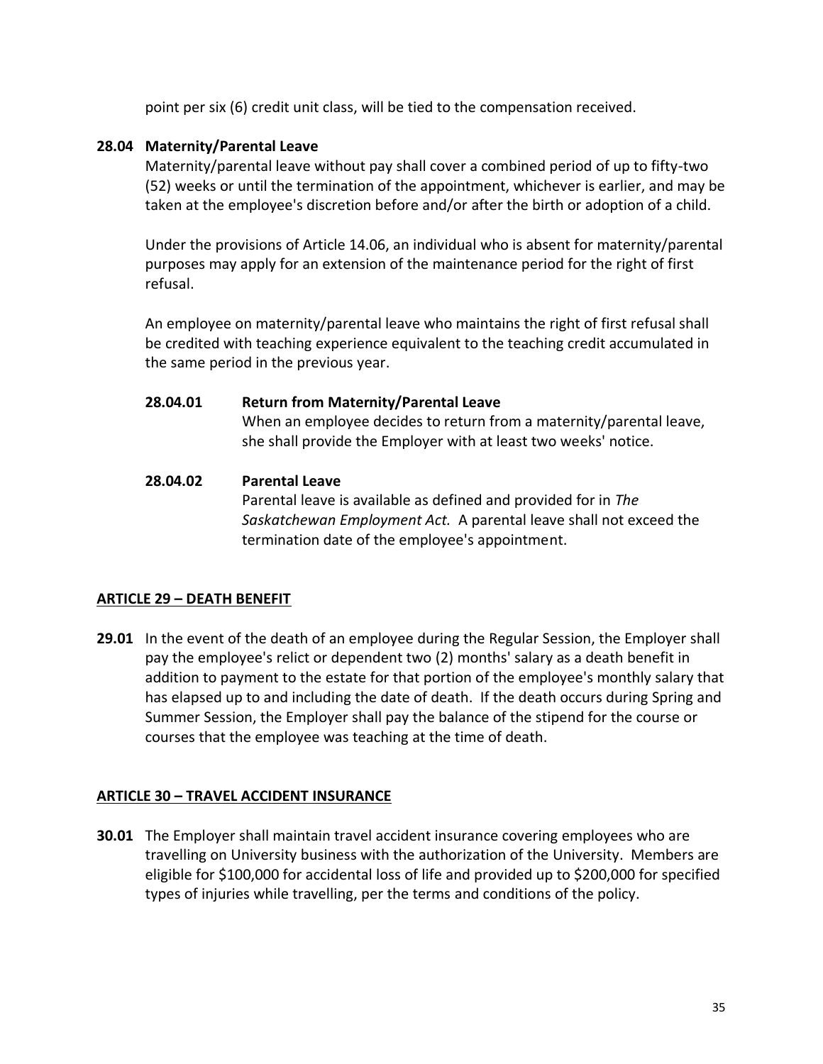point per six (6) credit unit class, will be tied to the compensation received.

**28.04 Maternity/Parental Leave**

Maternity/parental leave without pay shall cover a combined period of up to fifty-two (52) weeks or until the termination of the appointment, whichever is earlier, and may be taken at the employee's discretion before and/or after the birth or adoption of a child.

Under the provisions of Article 14.06, an individual who is absent for maternity/parental purposes may apply for an extension of the maintenance period for the right of first refusal.

An employee on maternity/parental leave who maintains the right of first refusal shall be credited with teaching experience equivalent to the teaching credit accumulated in the same period in the previous year.

**28.04.01 Return from Maternity/Parental Leave**

When an employee decides to return from a maternity/parental leave, she shall provide the Employer with at least two weeks' notice.

**28.04.02 Parental Leave**

Parental leave is available as defined and provided for in *The Saskatchewan Employment Act.* A parental leave shall not exceed the termination date of the employee's appointment.

## ARTICLE 29 – DEATH BENEFIT

**29.01** In the event of the death of an employee during the Regular Session, the Employer shall pay the employee's relict or dependent two (2) months' salary as a death benefit in addition to payment to the estate for that portion of the employee's monthly salary that has elapsed up to and including the date of death. If the death occurs during Spring and Summer Session, the Employer shall pay the balance of the stipend for the course or courses that the employee was teaching at the time of death.

## ARTICLE 30 – TRAVEL ACCIDENT INSURANCE

**30.01** The Employer shall maintain travel accident insurance covering employees who are travelling on University business with the authorization of the University. Members are eligible for $100,000 for accidental loss of life and provided up to $200,000 for specified types of injuries while travelling, per the terms and conditions of the policy.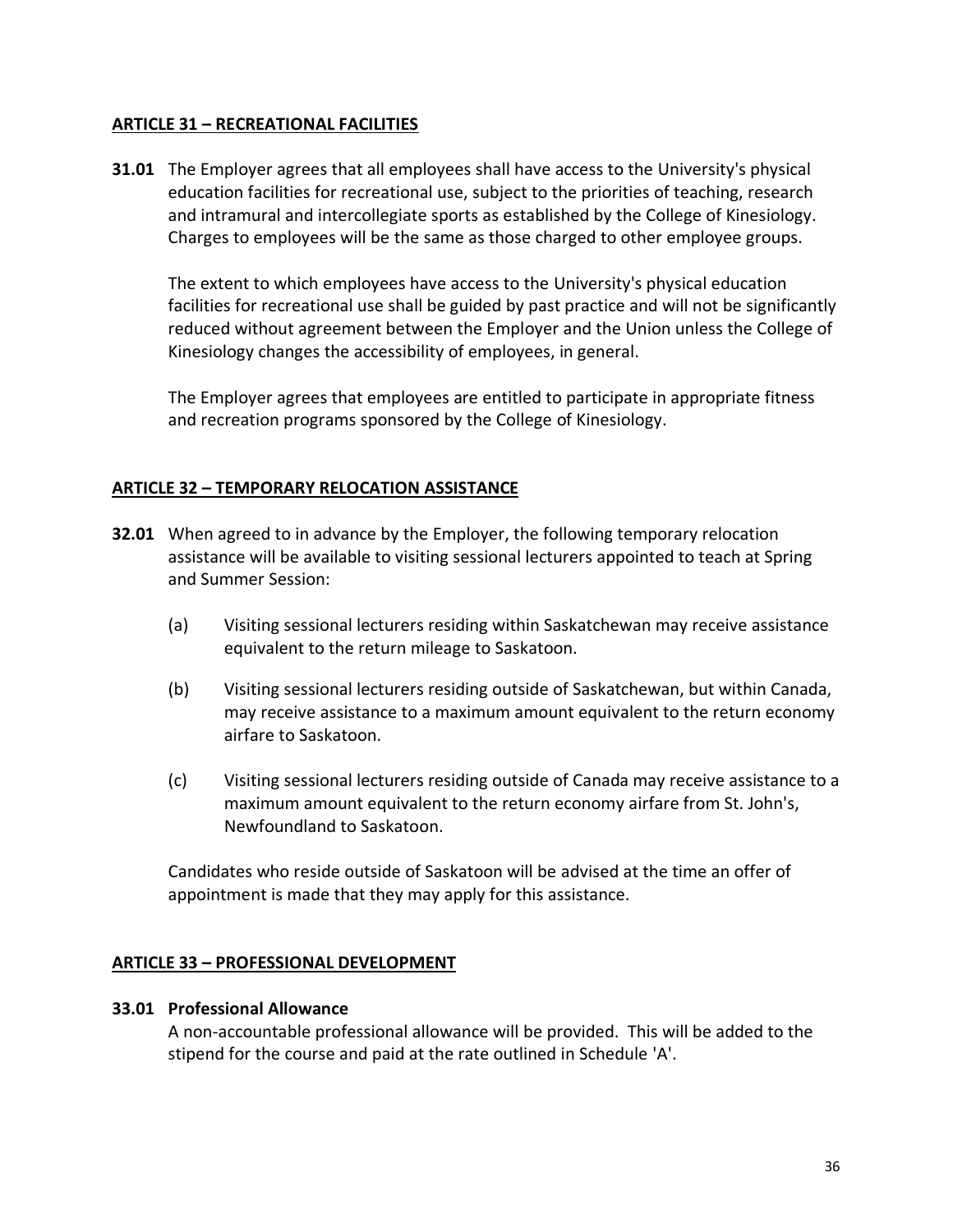## ARTICLE 31 – RECREATIONAL FACILITIES

**31.01** The Employer agrees that all employees shall have access to the University's physical education facilities for recreational use, subject to the priorities of teaching, research and intramural and intercollegiate sports as established by the College of Kinesiology. Charges to employees will be the same as those charged to other employee groups.

The extent to which employees have access to the University's physical education facilities for recreational use shall be guided by past practice and will not be significantly reduced without agreement between the Employer and the Union unless the College of Kinesiology changes the accessibility of employees, in general.

The Employer agrees that employees are entitled to participate in appropriate fitness and recreation programs sponsored by the College of Kinesiology.

## ARTICLE 32 – TEMPORARY RELOCATION ASSISTANCE

**32.01** When agreed to in advance by the Employer, the following temporary relocation assistance will be available to visiting sessional lecturers appointed to teach at Spring and Summer Session:

(a) Visiting sessional lecturers residing within Saskatchewan may receive assistance equivalent to the return mileage to Saskatoon.

(b) Visiting sessional lecturers residing outside of Saskatchewan, but within Canada, may receive assistance to a maximum amount equivalent to the return economy airfare to Saskatoon.

(c) Visiting sessional lecturers residing outside of Canada may receive assistance to a maximum amount equivalent to the return economy airfare from St. John's, Newfoundland to Saskatoon.

Candidates who reside outside of Saskatoon will be advised at the time an offer of appointment is made that they may apply for this assistance.

## ARTICLE 33 – PROFESSIONAL DEVELOPMENT

**33.01 Professional Allowance**
A non-accountable professional allowance will be provided. This will be added to the stipend for the course and paid at the rate outlined in Schedule 'A'.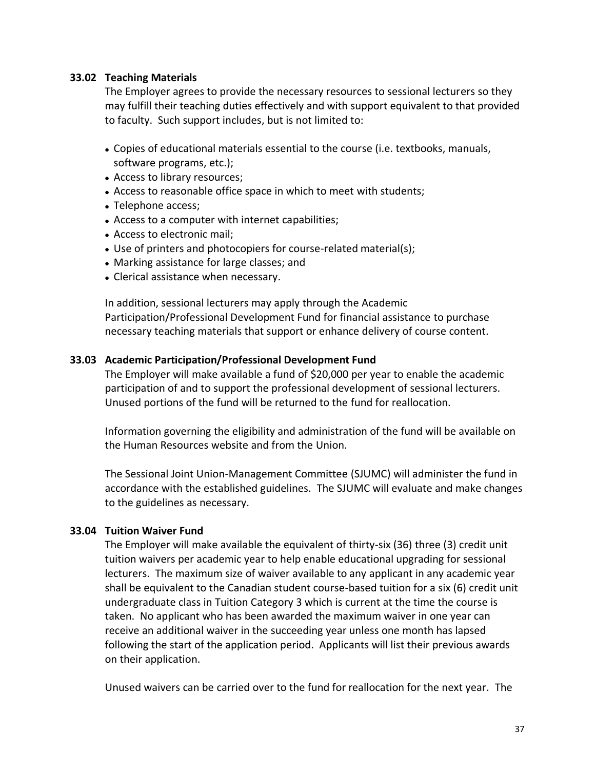### 33.02 Teaching Materials

The Employer agrees to provide the necessary resources to sessional lecturers so they may fulfill their teaching duties effectively and with support equivalent to that provided to faculty. Such support includes, but is not limited to:

- Copies of educational materials essential to the course (i.e. textbooks, manuals, software programs, etc.);
- Access to library resources;
- Access to reasonable office space in which to meet with students;
- Telephone access;
- Access to a computer with internet capabilities;
- Access to electronic mail;
- Use of printers and photocopiers for course-related material(s);
- Marking assistance for large classes; and
- Clerical assistance when necessary.

In addition, sessional lecturers may apply through the Academic Participation/Professional Development Fund for financial assistance to purchase necessary teaching materials that support or enhance delivery of course content.

### 33.03 Academic Participation/Professional Development Fund

The Employer will make available a fund of $20,000 per year to enable the academic participation of and to support the professional development of sessional lecturers. Unused portions of the fund will be returned to the fund for reallocation.

Information governing the eligibility and administration of the fund will be available on the Human Resources website and from the Union.

The Sessional Joint Union-Management Committee (SJUMC) will administer the fund in accordance with the established guidelines. The SJUMC will evaluate and make changes to the guidelines as necessary.

### 33.04 Tuition Waiver Fund

The Employer will make available the equivalent of thirty-six (36) three (3) credit unit tuition waivers per academic year to help enable educational upgrading for sessional lecturers. The maximum size of waiver available to any applicant in any academic year shall be equivalent to the Canadian student course-based tuition for a six (6) credit unit undergraduate class in Tuition Category 3 which is current at the time the course is taken. No applicant who has been awarded the maximum waiver in one year can receive an additional waiver in the succeeding year unless one month has lapsed following the start of the application period. Applicants will list their previous awards on their application.

Unused waivers can be carried over to the fund for reallocation for the next year. The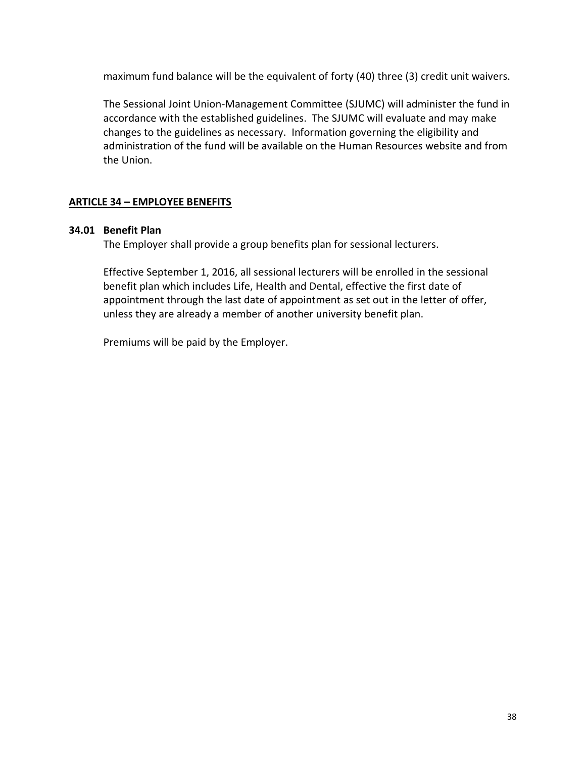maximum fund balance will be the equivalent of forty (40) three (3) credit unit waivers.

The Sessional Joint Union-Management Committee (SJUMC) will administer the fund in accordance with the established guidelines. The SJUMC will evaluate and may make changes to the guidelines as necessary. Information governing the eligibility and administration of the fund will be available on the Human Resources website and from the Union.

## ARTICLE 34 – EMPLOYEE BENEFITS

### 34.01 Benefit Plan

The Employer shall provide a group benefits plan for sessional lecturers.

Effective September 1, 2016, all sessional lecturers will be enrolled in the sessional benefit plan which includes Life, Health and Dental, effective the first date of appointment through the last date of appointment as set out in the letter of offer, unless they are already a member of another university benefit plan.

Premiums will be paid by the Employer.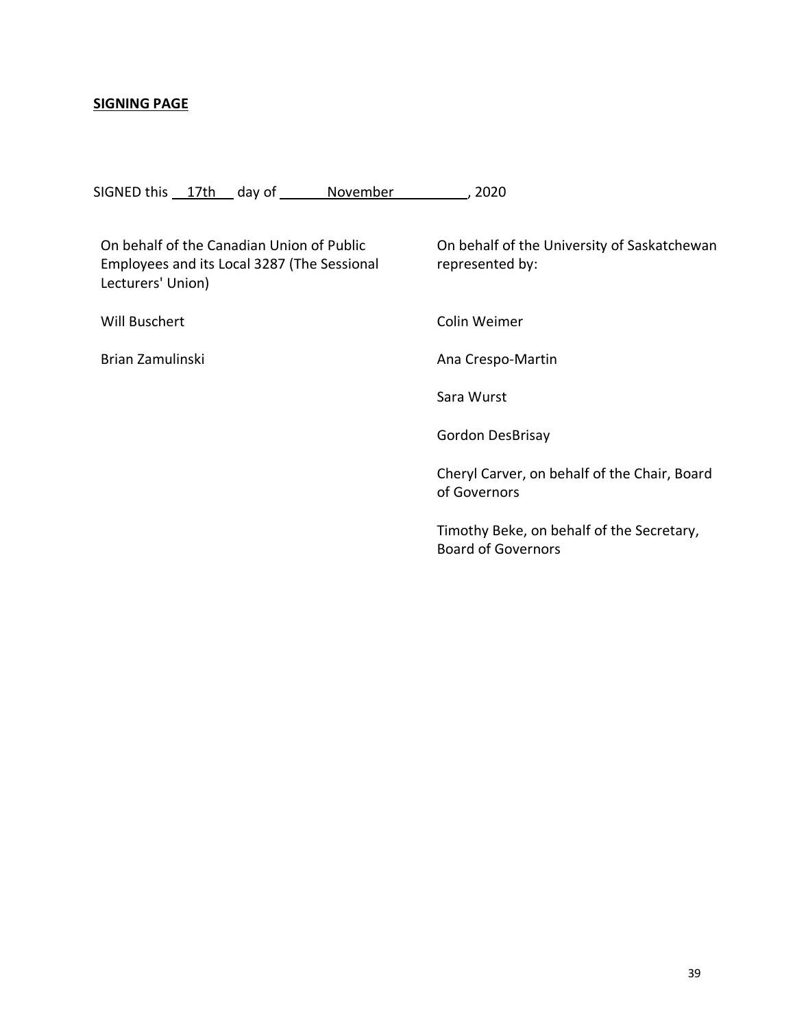**SIGNING PAGE**

SIGNED this 17th day of November, 2020

| On behalf of the Canadian Union of Public Employees and its Local 3287 (The Sessional Lecturers' Union) | On behalf of the University of Saskatchewan represented by: |
| --- | --- |
| Will Buschert | Colin Weimer |
| Brian Zamulinski | Ana Crespo-Martin |
| | Sara Wurst |
| | Gordon DesBrisay |
| | Cheryl Carver, on behalf of the Chair, Board of Governors |
| | Timothy Beke, on behalf of the Secretary, Board of Governors |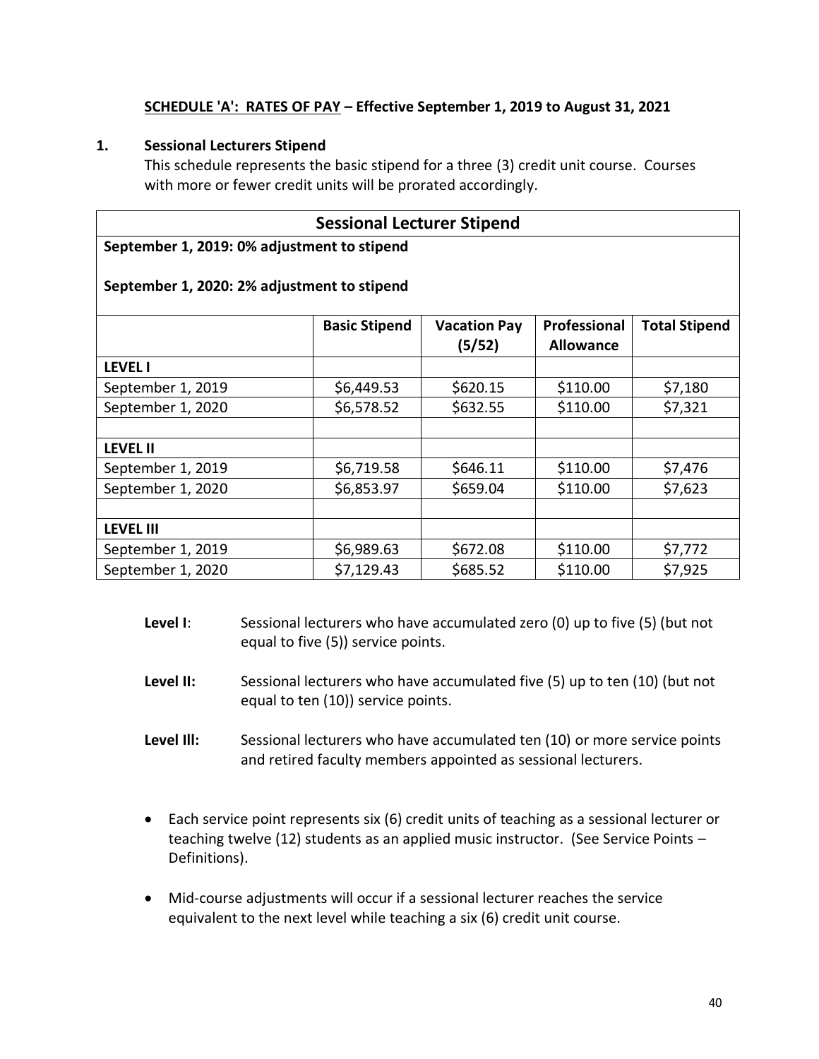**SCHEDULE 'A': RATES OF PAY – Effective September 1, 2019 to August 31, 2021**

**1. Sessional Lecturers Stipend**

This schedule represents the basic stipend for a three (3) credit unit course. Courses with more or fewer credit units will be prorated accordingly.

| **Sessional Lecturer Stipend** | | | | |
|---|---|---|---|---|
| **September 1, 2019: 0% adjustment to stipend** <br><br> **September 1, 2020: 2% adjustment to stipend** | | | | |
| | **Basic Stipend** | **Vacation Pay (5/52)** | **Professional Allowance** | **Total Stipend** |
| **LEVEL I** | | | | |
| September 1, 2019 | $6,449.53 | $620.15 | $110.00 | $7,180 |
| September 1, 2020 | $6,578.52 | $632.55 | $110.00 | $7,321 |
| | | | | |
| **LEVEL II** | | | | |
| September 1, 2019 | $6,719.58 | $646.11 | $110.00 | $7,476 |
| September 1, 2020 | $6,853.97 | $659.04 | $110.00 | $7,623 |
| | | | | |
| **LEVEL III** | | | | |
| September 1, 2019 | $6,989.63 | $672.08 | $110.00 | $7,772 |
| September 1, 2020 | $7,129.43 | $685.52 | $110.00 | $7,925 |

**Level I**: Sessional lecturers who have accumulated zero (0) up to five (5) (but not equal to five (5)) service points.

**Level II:** Sessional lecturers who have accumulated five (5) up to ten (10) (but not equal to ten (10)) service points.

**Level III:** Sessional lecturers who have accumulated ten (10) or more service points and retired faculty members appointed as sessional lecturers.

- Each service point represents six (6) credit units of teaching as a sessional lecturer or teaching twelve (12) students as an applied music instructor. (See Service Points – Definitions).
- Mid-course adjustments will occur if a sessional lecturer reaches the service equivalent to the next level while teaching a six (6) credit unit course.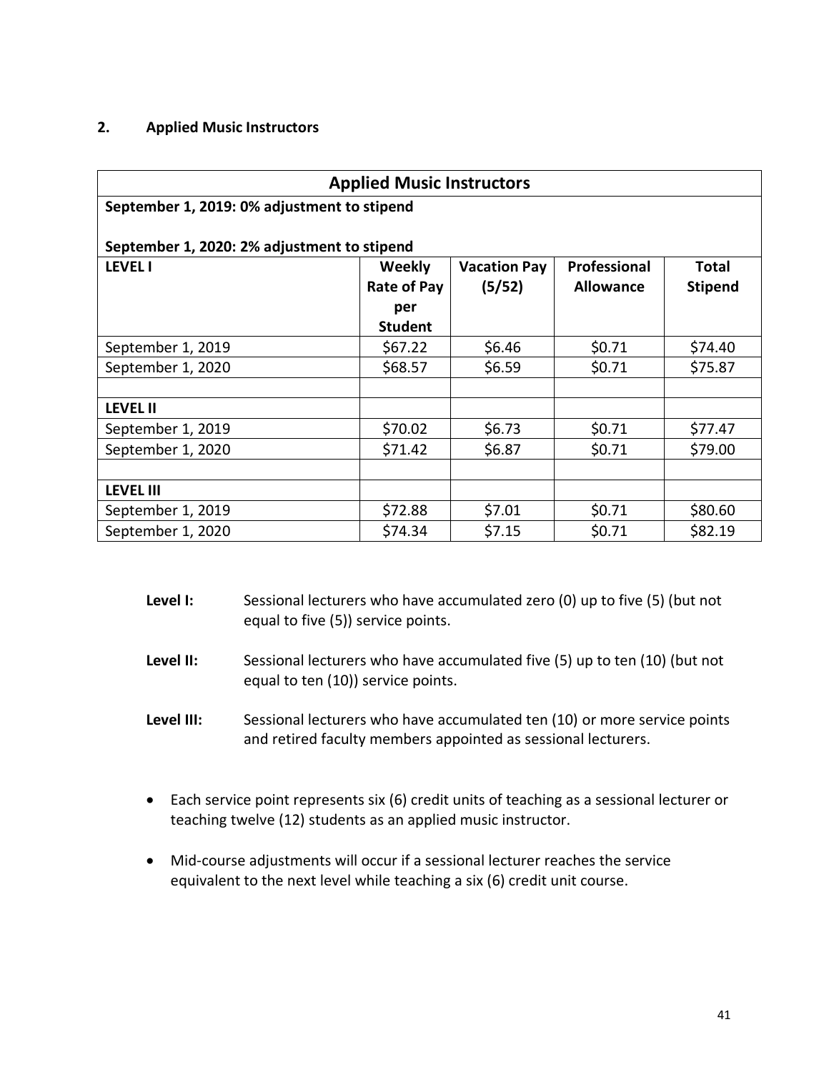## 2. Applied Music Instructors

| Applied Music Instructors | | | | |
|---|---|---|---|---|
| **September 1, 2019: 0% adjustment to stipend**<br><br>**September 1, 2020: 2% adjustment to stipend** | | | | |
| **LEVEL I** | **Weekly Rate of Pay per Student** | **Vacation Pay (5/52)** | **Professional Allowance** | **Total Stipend** |
| September 1, 2019 | $67.22 | $6.46 | $0.71 | $74.40 |
| September 1, 2020 | $68.57 | $6.59 | $0.71 | $75.87 |
| | | | | |
| **LEVEL II** | | | | |
| September 1, 2019 | $70.02 | $6.73 | $0.71 | $77.47 |
| September 1, 2020 | $71.42 | $6.87 | $0.71 | $79.00 |
| | | | | |
| **LEVEL III** | | | | |
| September 1, 2019 | $72.88 | $7.01 | $0.71 | $80.60 |
| September 1, 2020 | $74.34 | $7.15 | $0.71 | $82.19 |

**Level I:** Sessional lecturers who have accumulated zero (0) up to five (5) (but not equal to five (5)) service points.

**Level II:** Sessional lecturers who have accumulated five (5) up to ten (10) (but not equal to ten (10)) service points.

**Level III:** Sessional lecturers who have accumulated ten (10) or more service points and retired faculty members appointed as sessional lecturers.

- Each service point represents six (6) credit units of teaching as a sessional lecturer or teaching twelve (12) students as an applied music instructor.
- Mid-course adjustments will occur if a sessional lecturer reaches the service equivalent to the next level while teaching a six (6) credit unit course.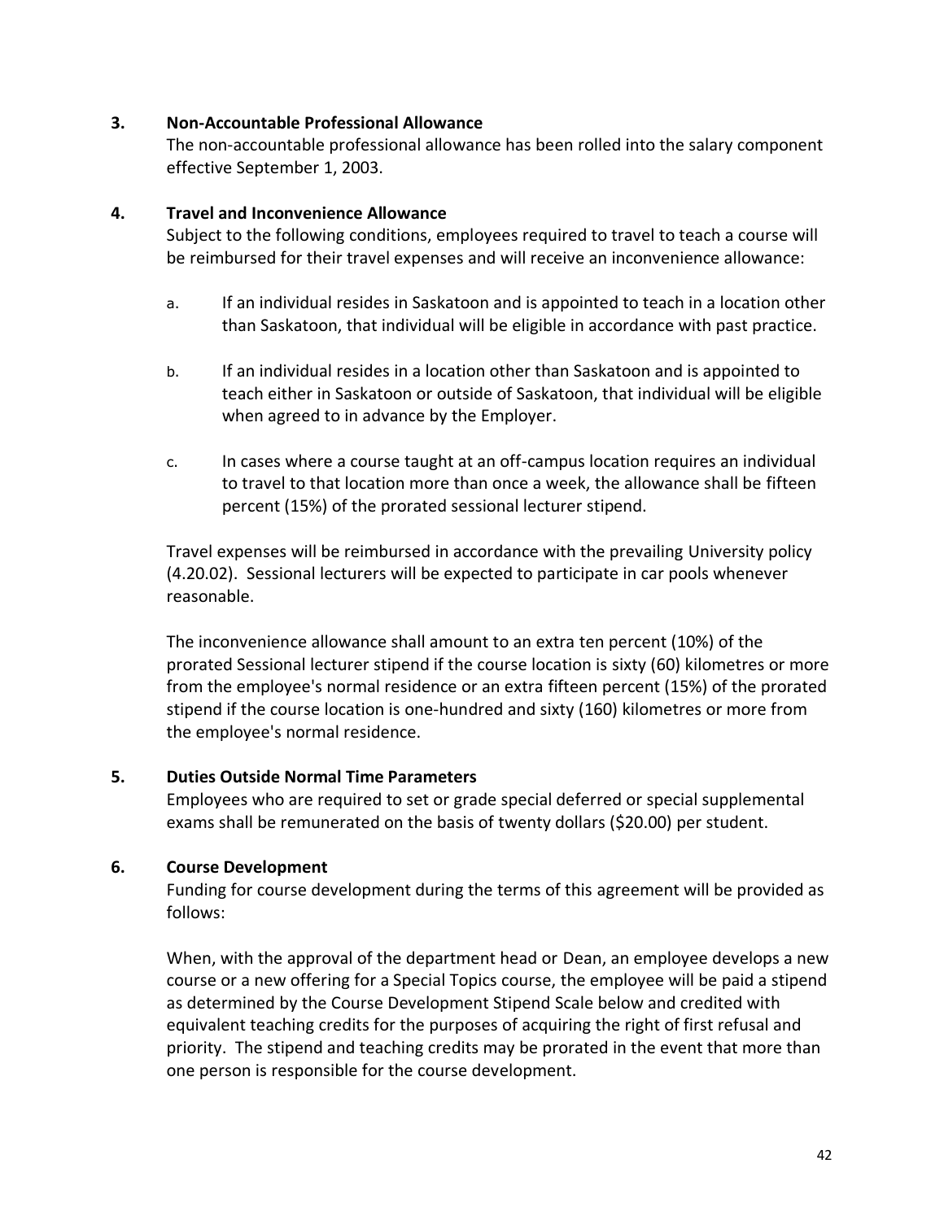### 3. Non-Accountable Professional Allowance

The non-accountable professional allowance has been rolled into the salary component effective September 1, 2003.

### 4. Travel and Inconvenience Allowance

Subject to the following conditions, employees required to travel to teach a course will be reimbursed for their travel expenses and will receive an inconvenience allowance:

a. If an individual resides in Saskatoon and is appointed to teach in a location other than Saskatoon, that individual will be eligible in accordance with past practice.

b. If an individual resides in a location other than Saskatoon and is appointed to teach either in Saskatoon or outside of Saskatoon, that individual will be eligible when agreed to in advance by the Employer.

c. In cases where a course taught at an off-campus location requires an individual to travel to that location more than once a week, the allowance shall be fifteen percent (15%) of the prorated sessional lecturer stipend.

Travel expenses will be reimbursed in accordance with the prevailing University policy (4.20.02). Sessional lecturers will be expected to participate in car pools whenever reasonable.

The inconvenience allowance shall amount to an extra ten percent (10%) of the prorated Sessional lecturer stipend if the course location is sixty (60) kilometres or more from the employee's normal residence or an extra fifteen percent (15%) of the prorated stipend if the course location is one-hundred and sixty (160) kilometres or more from the employee's normal residence.

### 5. Duties Outside Normal Time Parameters

Employees who are required to set or grade special deferred or special supplemental exams shall be remunerated on the basis of twenty dollars ($20.00) per student.

### 6. Course Development

Funding for course development during the terms of this agreement will be provided as follows:

When, with the approval of the department head or Dean, an employee develops a new course or a new offering for a Special Topics course, the employee will be paid a stipend as determined by the Course Development Stipend Scale below and credited with equivalent teaching credits for the purposes of acquiring the right of first refusal and priority. The stipend and teaching credits may be prorated in the event that more than one person is responsible for the course development.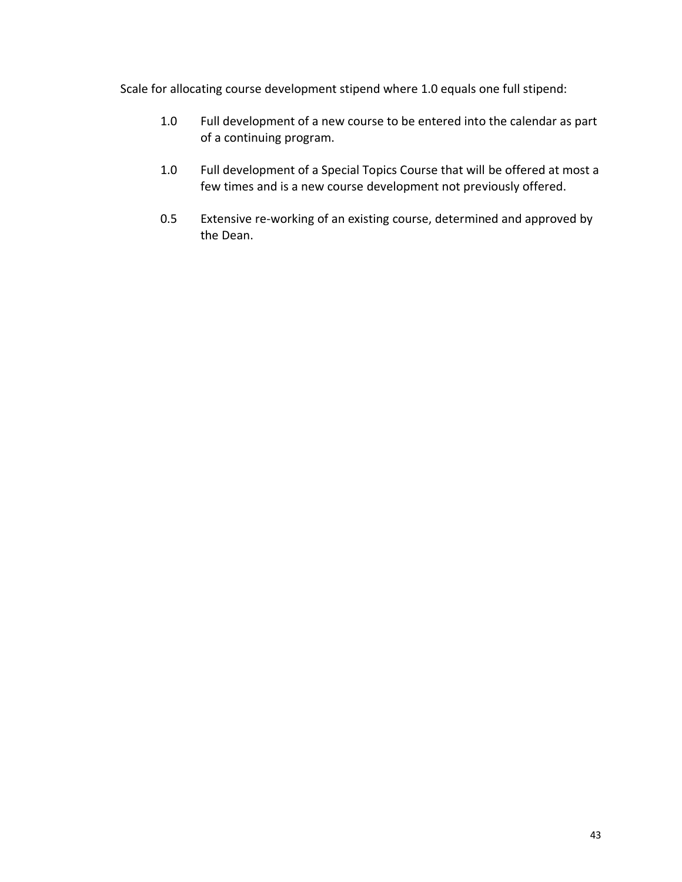Scale for allocating course development stipend where 1.0 equals one full stipend:

1.0 Full development of a new course to be entered into the calendar as part of a continuing program.

1.0 Full development of a Special Topics Course that will be offered at most a few times and is a new course development not previously offered.

0.5 Extensive re-working of an existing course, determined and approved by the Dean.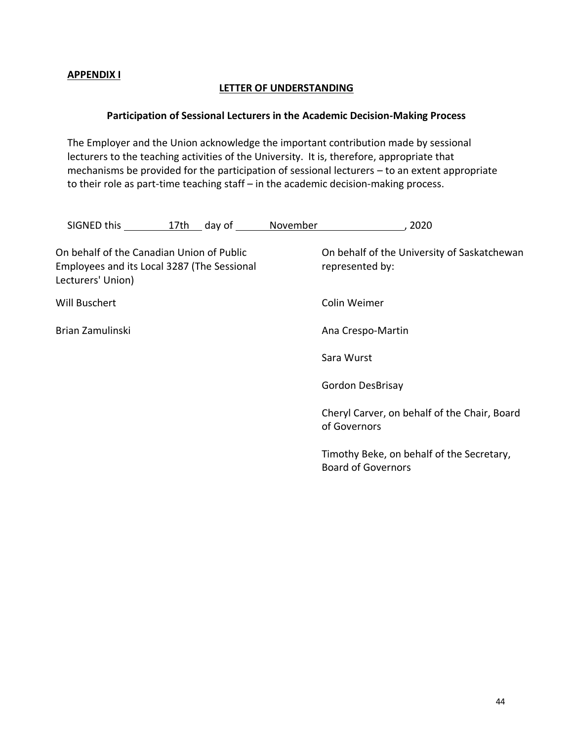**APPENDIX I**

## LETTER OF UNDERSTANDING

### Participation of Sessional Lecturers in the Academic Decision-Making Process

The Employer and the Union acknowledge the important contribution made by sessional lecturers to the teaching activities of the University. It is, therefore, appropriate that mechanisms be provided for the participation of sessional lecturers – to an extent appropriate to their role as part-time teaching staff – in the academic decision-making process.

SIGNED this 17th day of November, 2020

On behalf of the Canadian Union of Public Employees and its Local 3287 (The Sessional Lecturers' Union)

Will Buschert

Brian Zamulinski

On behalf of the University of Saskatchewan represented by:

Colin Weimer

Ana Crespo-Martin

Sara Wurst

Gordon DesBrisay

Cheryl Carver, on behalf of the Chair, Board of Governors

Timothy Beke, on behalf of the Secretary, Board of Governors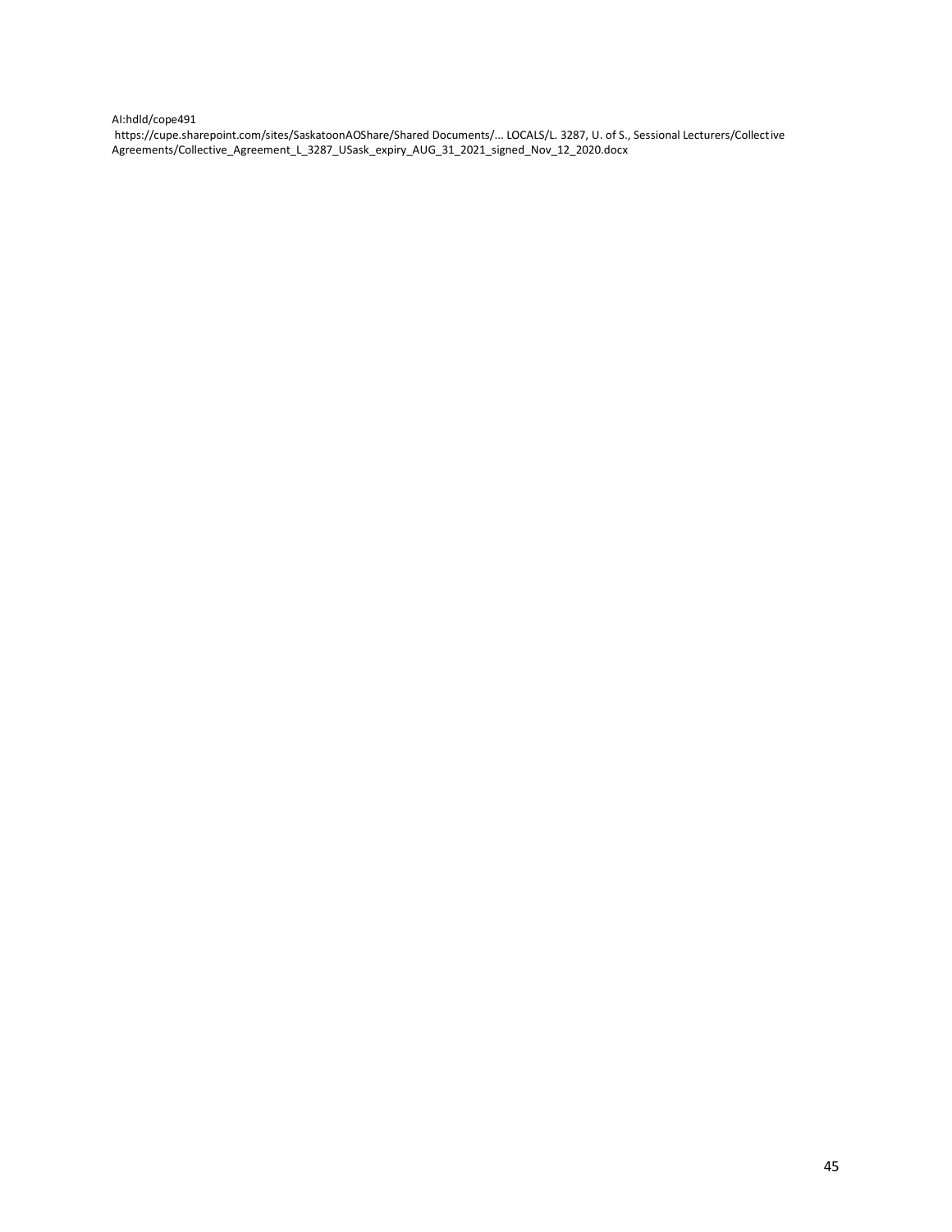AI:hdld/cope491
https://cupe.sharepoint.com/sites/SaskatoonAOShare/Shared Documents/... LOCALS/L. 3287, U. of S., Sessional Lecturers/Collective Agreements/Collective_Agreement_L_3287_USask_expiry_AUG_31_2021_signed_Nov_12_2020.docx